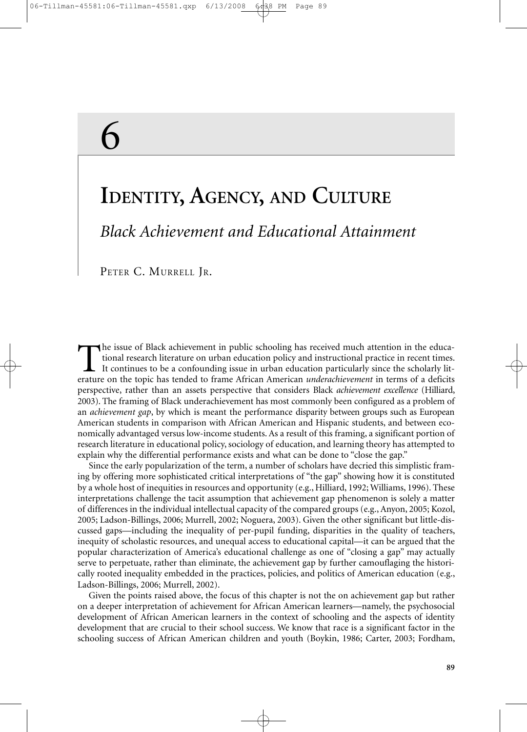# 6

# Identity, Agency, and Culture

## *Black Achievement and Educational Attainment*

Peter C. Murrell Jr.

The issue of Black achievement in public schooling has received much attention in the educational research literature on urban education policy and instructional practice in recent times. It continues to be a confounding issue in urban education particularly since the scholarly literature on the topic has tended to frame African American *underachievement* in terms of a deficits perspective, rather than an assets perspective that considers Black *achievement excellence* (Hilliard, 2003). The framing of Black underachievement has most commonly been configured as a problem of an *achievement gap*, by which is meant the performance disparity between groups such as European American students in comparison with African American and Hispanic students, and between economically advantaged versus low-income students. As a result of this framing, a significant portion of research literature in educational policy, sociology of education, and learning theory has attempted to explain why the differential performance exists and what can be done to "close the gap."

Since the early popularization of the term, a number of scholars have decried this simplistic framing by offering more sophisticated critical interpretations of "the gap" showing how it is constituted by a whole host of inequities in resources and opportunity (e.g., Hilliard, 1992; Williams, 1996). These interpretations challenge the tacit assumption that achievement gap phenomenon is solely a matter of differences in the individual intellectual capacity of the compared groups (e.g., Anyon, 2005; Kozol, 2005; Ladson-Billings, 2006; Murrell, 2002; Noguera, 2003). Given the other significant but little-discussed gaps—including the inequality of per-pupil funding, disparities in the quality of teachers, inequity of scholastic resources, and unequal access to educational capital—it can be argued that the popular characterization of America's educational challenge as one of "closing a gap" may actually serve to perpetuate, rather than eliminate, the achievement gap by further camouflaging the historically rooted inequality embedded in the practices, policies, and politics of American education (e.g., Ladson-Billings, 2006; Murrell, 2002).

Given the points raised above, the focus of this chapter is not the on achievement gap but rather on a deeper interpretation of achievement for African American learners—namely, the psychosocial development of African American learners in the context of schooling and the aspects of identity development that are crucial to their school success. We know that race is a significant factor in the schooling success of African American children and youth (Boykin, 1986; Carter, 2003; Fordham,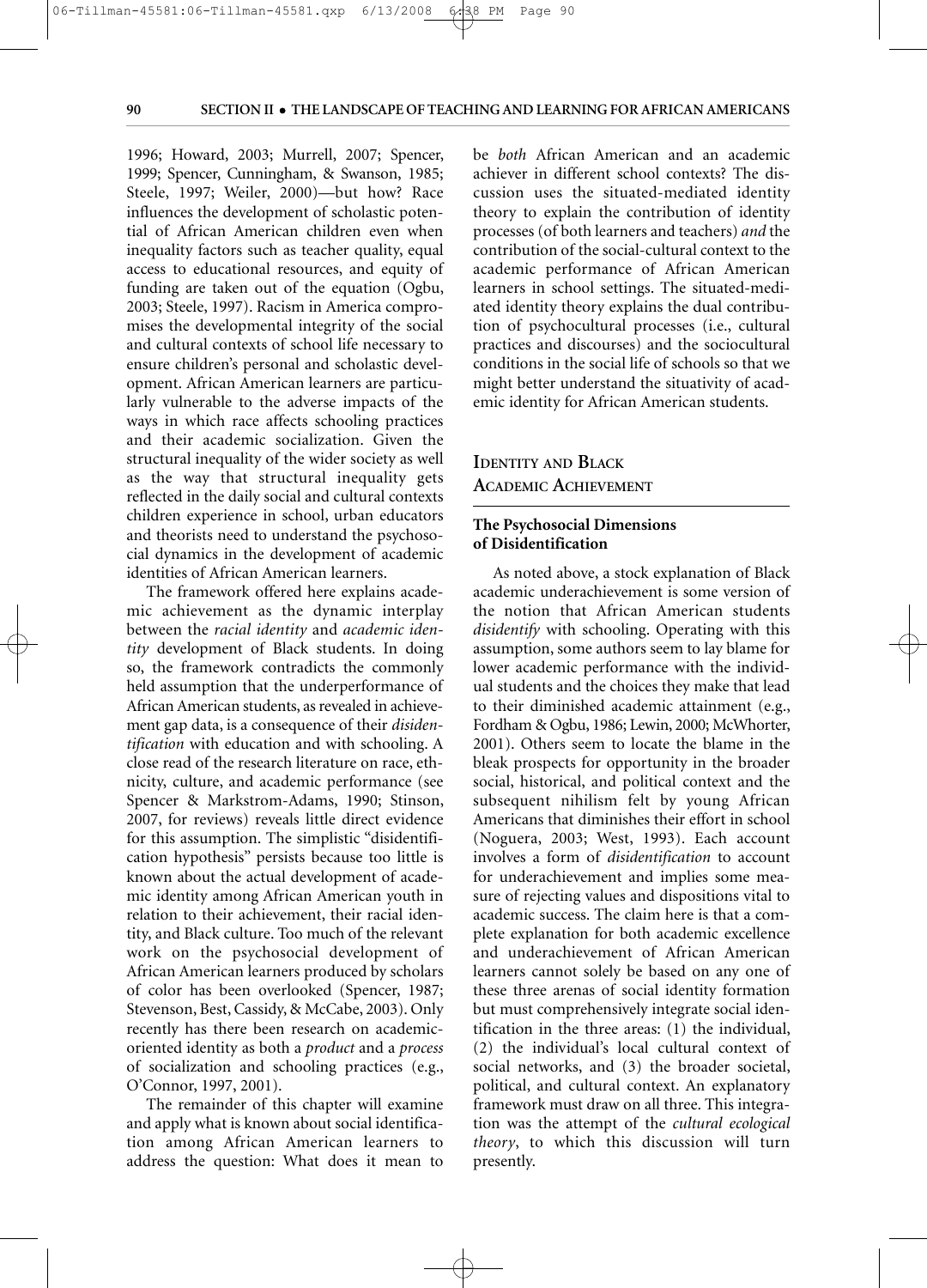1996; Howard, 2003; Murrell, 2007; Spencer, 1999; Spencer, Cunningham, & Swanson, 1985; Steele, 1997; Weiler, 2000)—but how? Race influences the development of scholastic potential of African American children even when inequality factors such as teacher quality, equal access to educational resources, and equity of funding are taken out of the equation (Ogbu, 2003; Steele, 1997). Racism in America compromises the developmental integrity of the social and cultural contexts of school life necessary to ensure children's personal and scholastic development. African American learners are particularly vulnerable to the adverse impacts of the ways in which race affects schooling practices and their academic socialization. Given the structural inequality of the wider society as well as the way that structural inequality gets reflected in the daily social and cultural contexts children experience in school, urban educators and theorists need to understand the psychosocial dynamics in the development of academic identities of African American learners.

The framework offered here explains academic achievement as the dynamic interplay between the *racial identity* and *academic identity* development of Black students. In doing so, the framework contradicts the commonly held assumption that the underperformance of African American students, as revealed in achievement gap data, is a consequence of their *disidentification* with education and with schooling. A close read of the research literature on race, ethnicity, culture, and academic performance (see Spencer & Markstrom-Adams, 1990; Stinson, 2007, for reviews) reveals little direct evidence for this assumption. The simplistic "disidentification hypothesis" persists because too little is known about the actual development of academic identity among African American youth in relation to their achievement, their racial identity, and Black culture. Too much of the relevant work on the psychosocial development of African American learners produced by scholars of color has been overlooked (Spencer, 1987; Stevenson, Best, Cassidy, & McCabe, 2003). Only recently has there been research on academic-oriented identity as both a *product* and a *process* of socialization and schooling practices (e.g., O'Connor, 1997, 2001).

The remainder of this chapter will examine and apply what is known about social identification among African American learners to address the question: What does it mean to be *both* African American and an academic achiever in different school contexts? The discussion uses the situated-mediated identity theory to explain the contribution of identity processes (of both learners and teachers) *and* the contribution of the social-cultural context to the academic performance of African American learners in school settings. The situated-mediated identity theory explains the dual contribution of psychocultural processes (i.e., cultural practices and discourses) and the sociocultural conditions in the social life of schools so that we might better understand the situativity of academic identity for African American students.

## Identity and Black Academic Achievement

### The Psychosocial Dimensions of Disidentification

As noted above, a stock explanation of Black academic underachievement is some version of the notion that African American students *disidentify* with schooling. Operating with this assumption, some authors seem to lay blame for lower academic performance with the individual students and the choices they make that lead to their diminished academic attainment (e.g., Fordham & Ogbu, 1986; Lewin, 2000; McWhorter, 2001). Others seem to locate the blame in the bleak prospects for opportunity in the broader social, historical, and political context and the subsequent nihilism felt by young African Americans that diminishes their effort in school (Noguera, 2003; West, 1993). Each account involves a form of *disidentification* to account for underachievement and implies some measure of rejecting values and dispositions vital to academic success. The claim here is that a complete explanation for both academic excellence and underachievement of African American learners cannot solely be based on any one of these three arenas of social identity formation but must comprehensively integrate social identification in the three areas: (1) the individual, (2) the individual's local cultural context of social networks, and (3) the broader societal, political, and cultural context. An explanatory framework must draw on all three. This integration was the attempt of the *cultural ecological theory*, to which this discussion will turn presently.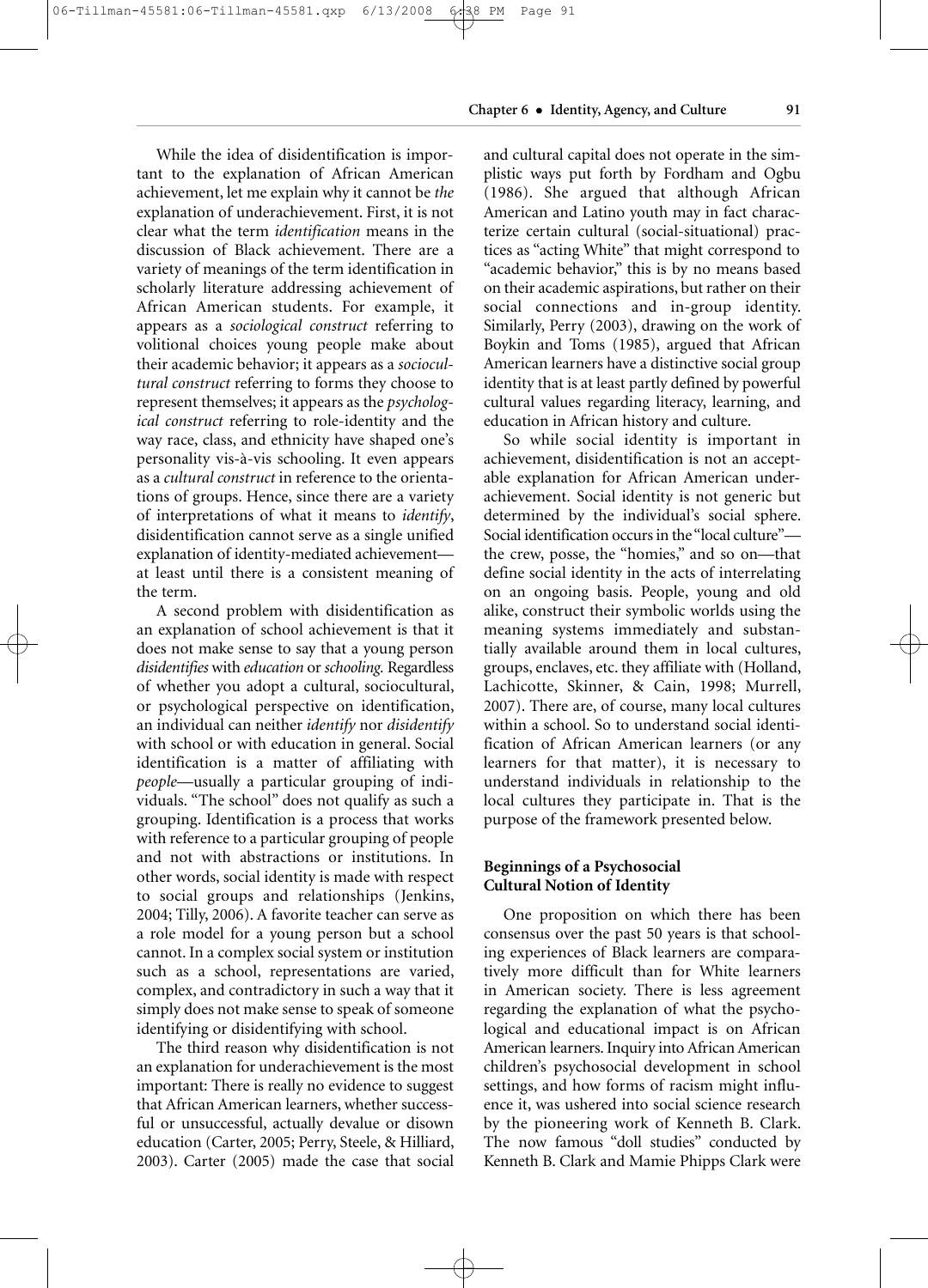While the idea of disidentification is important to the explanation of African American achievement, let me explain why it cannot be *the* explanation of underachievement. First, it is not clear what the term *identification* means in the discussion of Black achievement. There are a variety of meanings of the term identification in scholarly literature addressing achievement of African American students. For example, it appears as a *sociological construct* referring to volitional choices young people make about their academic behavior; it appears as a *sociocultural construct* referring to forms they choose to represent themselves; it appears as the *psychological construct* referring to role-identity and the way race, class, and ethnicity have shaped one's personality vis-à-vis schooling. It even appears as a *cultural construct* in reference to the orientations of groups. Hence, since there are a variety of interpretations of what it means to *identify*, disidentification cannot serve as a single unified explanation of identity-mediated achievement—at least until there is a consistent meaning of the term.

A second problem with disidentification as an explanation of school achievement is that it does not make sense to say that a young person *disidentifies* with *education* or *schooling.* Regardless of whether you adopt a cultural, sociocultural, or psychological perspective on identification, an individual can neither *identify* nor *disidentify* with school or with education in general. Social identification is a matter of affiliating with *people*—usually a particular grouping of individuals. "The school" does not qualify as such a grouping. Identification is a process that works with reference to a particular grouping of people and not with abstractions or institutions. In other words, social identity is made with respect to social groups and relationships (Jenkins, 2004; Tilly, 2006). A favorite teacher can serve as a role model for a young person but a school cannot. In a complex social system or institution such as a school, representations are varied, complex, and contradictory in such a way that it simply does not make sense to speak of someone identifying or disidentifying with school.

The third reason why disidentification is not an explanation for underachievement is the most important: There is really no evidence to suggest that African American learners, whether successful or unsuccessful, actually devalue or disown education (Carter, 2005; Perry, Steele, & Hilliard, 2003). Carter (2005) made the case that social and cultural capital does not operate in the simplistic ways put forth by Fordham and Ogbu (1986). She argued that although African American and Latino youth may in fact characterize certain cultural (social-situational) practices as "acting White" that might correspond to "academic behavior," this is by no means based on their academic aspirations, but rather on their social connections and in-group identity. Similarly, Perry (2003), drawing on the work of Boykin and Toms (1985), argued that African American learners have a distinctive social group identity that is at least partly defined by powerful cultural values regarding literacy, learning, and education in African history and culture.

So while social identity is important in achievement, disidentification is not an acceptable explanation for African American underachievement. Social identity is not generic but determined by the individual's social sphere. Social identification occurs in the "local culture"—the crew, posse, the "homies," and so on—that define social identity in the acts of interrelating on an ongoing basis. People, young and old alike, construct their symbolic worlds using the meaning systems immediately and substantially available around them in local cultures, groups, enclaves, etc. they affiliate with (Holland, Lachicotte, Skinner, & Cain, 1998; Murrell, 2007). There are, of course, many local cultures within a school. So to understand social identification of African American learners (or any learners for that matter), it is necessary to understand individuals in relationship to the local cultures they participate in. That is the purpose of the framework presented below.

### Beginnings of a Psychosocial Cultural Notion of Identity

One proposition on which there has been consensus over the past 50 years is that schooling experiences of Black learners are comparatively more difficult than for White learners in American society. There is less agreement regarding the explanation of what the psychological and educational impact is on African American learners. Inquiry into African American children's psychosocial development in school settings, and how forms of racism might influence it, was ushered into social science research by the pioneering work of Kenneth B. Clark. The now famous "doll studies" conducted by Kenneth B. Clark and Mamie Phipps Clark were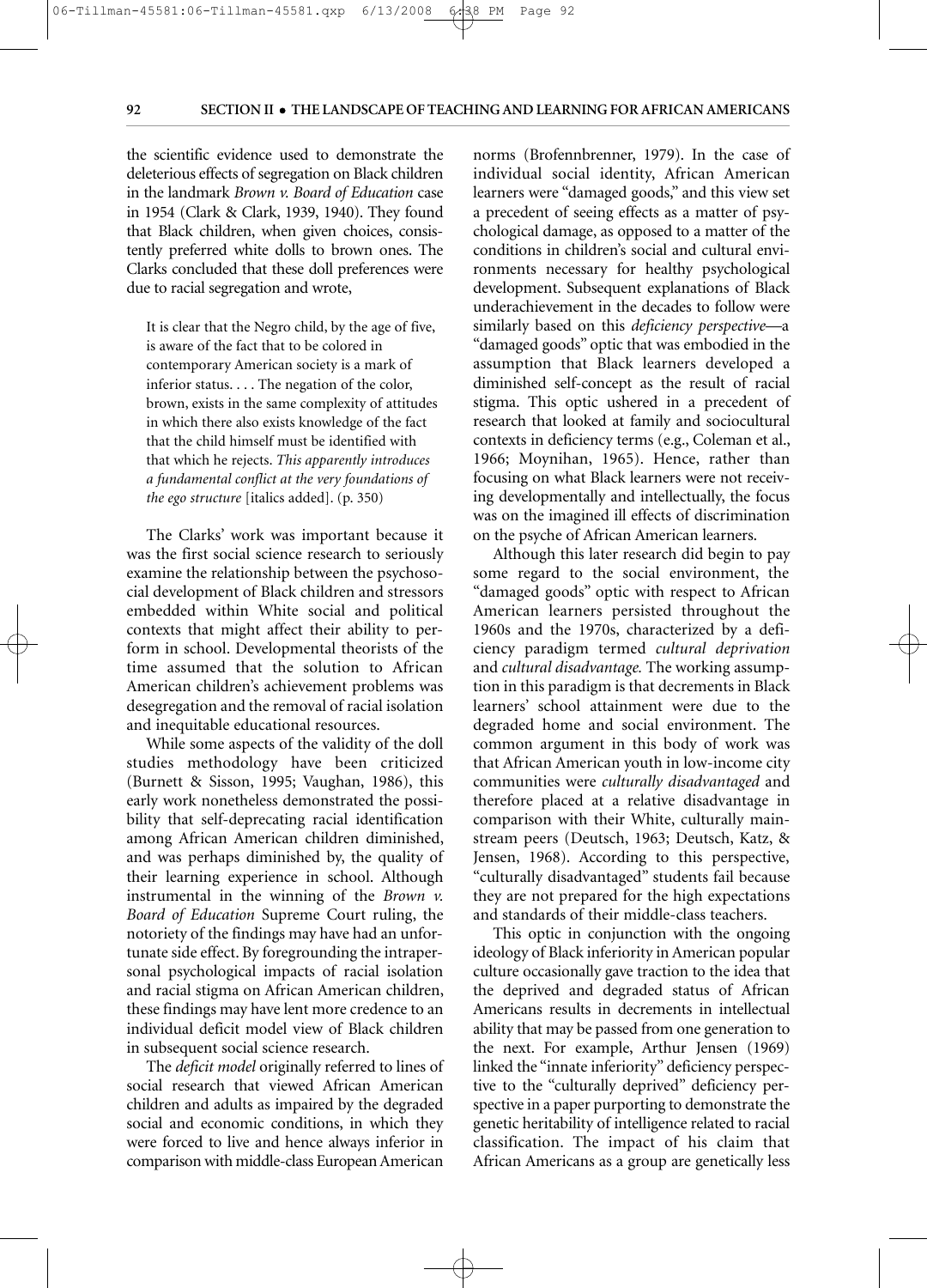the scientific evidence used to demonstrate the deleterious effects of segregation on Black children in the landmark *Brown v. Board of Education* case in 1954 (Clark & Clark, 1939, 1940). They found that Black children, when given choices, consistently preferred white dolls to brown ones. The Clarks concluded that these doll preferences were due to racial segregation and wrote,

> It is clear that the Negro child, by the age of five, is aware of the fact that to be colored in contemporary American society is a mark of inferior status. . . . The negation of the color, brown, exists in the same complexity of attitudes in which there also exists knowledge of the fact that the child himself must be identified with that which he rejects. *This apparently introduces a fundamental conflict at the very foundations of the ego structure* [italics added]. (p. 350)

The Clarks' work was important because it was the first social science research to seriously examine the relationship between the psychosocial development of Black children and stressors embedded within White social and political contexts that might affect their ability to perform in school. Developmental theorists of the time assumed that the solution to African American children's achievement problems was desegregation and the removal of racial isolation and inequitable educational resources.

While some aspects of the validity of the doll studies methodology have been criticized (Burnett & Sisson, 1995; Vaughan, 1986), this early work nonetheless demonstrated the possibility that self-deprecating racial identification among African American children diminished, and was perhaps diminished by, the quality of their learning experience in school. Although instrumental in the winning of the *Brown v. Board of Education* Supreme Court ruling, the notoriety of the findings may have had an unfortunate side effect. By foregrounding the intrapersonal psychological impacts of racial isolation and racial stigma on African American children, these findings may have lent more credence to an individual deficit model view of Black children in subsequent social science research.

The *deficit model* originally referred to lines of social research that viewed African American children and adults as impaired by the degraded social and economic conditions, in which they were forced to live and hence always inferior in comparison with middle-class European American norms (Brofennbrenner, 1979). In the case of individual social identity, African American learners were "damaged goods," and this view set a precedent of seeing effects as a matter of psychological damage, as opposed to a matter of the conditions in children's social and cultural environments necessary for healthy psychological development. Subsequent explanations of Black underachievement in the decades to follow were similarly based on this *deficiency perspective*—a "damaged goods" optic that was embodied in the assumption that Black learners developed a diminished self-concept as the result of racial stigma. This optic ushered in a precedent of research that looked at family and sociocultural contexts in deficiency terms (e.g., Coleman et al., 1966; Moynihan, 1965). Hence, rather than focusing on what Black learners were not receiving developmentally and intellectually, the focus was on the imagined ill effects of discrimination on the psyche of African American learners.

Although this later research did begin to pay some regard to the social environment, the "damaged goods" optic with respect to African American learners persisted throughout the 1960s and the 1970s, characterized by a deficiency paradigm termed *cultural deprivation* and *cultural disadvantage.* The working assumption in this paradigm is that decrements in Black learners' school attainment were due to the degraded home and social environment. The common argument in this body of work was that African American youth in low-income city communities were *culturally disadvantaged* and therefore placed at a relative disadvantage in comparison with their White, culturally mainstream peers (Deutsch, 1963; Deutsch, Katz, & Jensen, 1968). According to this perspective, "culturally disadvantaged" students fail because they are not prepared for the high expectations and standards of their middle-class teachers.

This optic in conjunction with the ongoing ideology of Black inferiority in American popular culture occasionally gave traction to the idea that the deprived and degraded status of African Americans results in decrements in intellectual ability that may be passed from one generation to the next. For example, Arthur Jensen (1969) linked the "innate inferiority" deficiency perspective to the "culturally deprived" deficiency perspective in a paper purporting to demonstrate the genetic heritability of intelligence related to racial classification. The impact of his claim that African Americans as a group are genetically less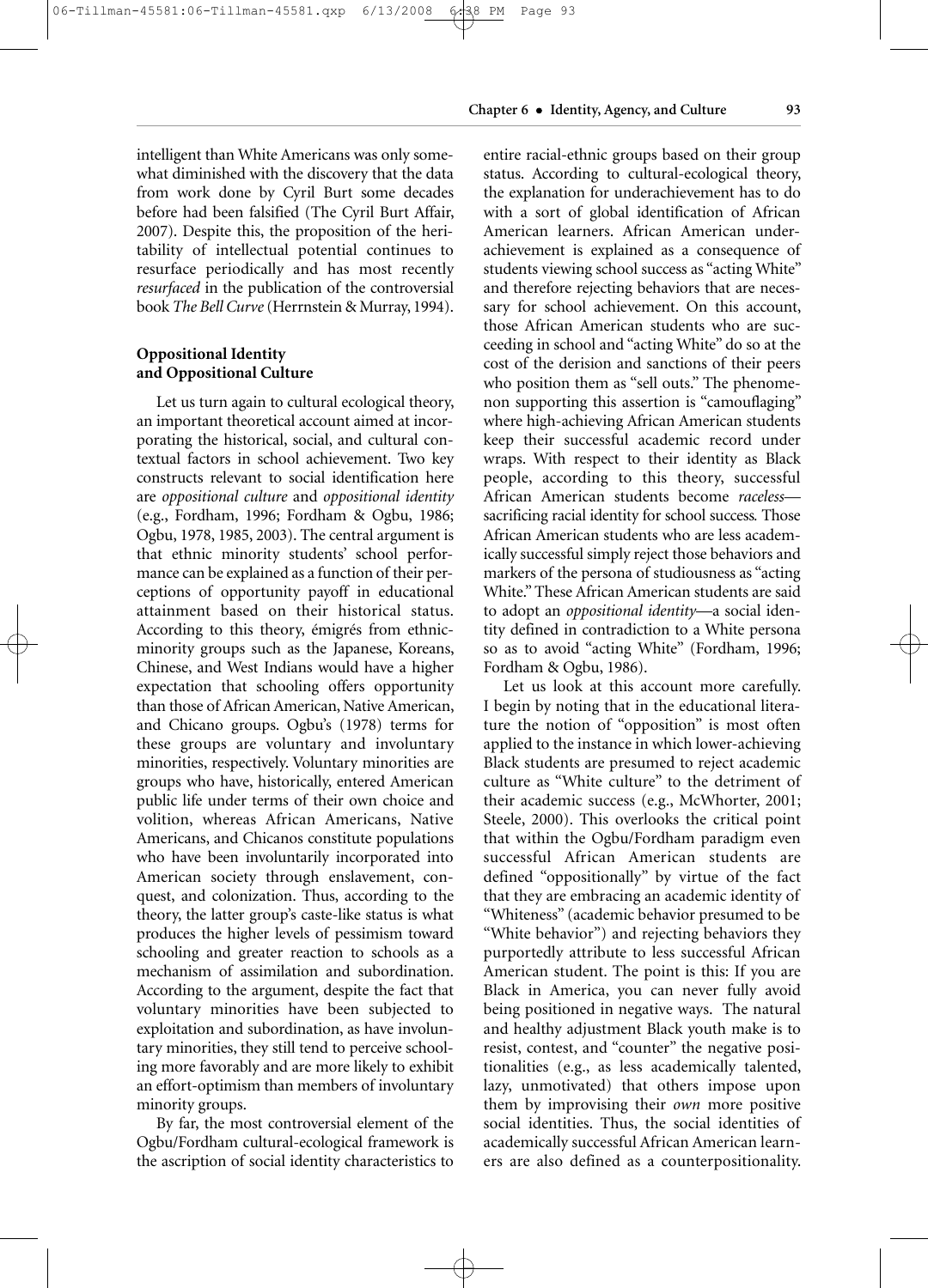intelligent than White Americans was only somewhat diminished with the discovery that the data from work done by Cyril Burt some decades before had been falsified (The Cyril Burt Affair, 2007). Despite this, the proposition of the heritability of intellectual potential continues to resurface periodically and has most recently *resurfaced* in the publication of the controversial book *The Bell Curve* (Herrnstein & Murray, 1994).

### Oppositional Identity and Oppositional Culture

Let us turn again to cultural ecological theory, an important theoretical account aimed at incorporating the historical, social, and cultural contextual factors in school achievement. Two key constructs relevant to social identification here are *oppositional culture* and *oppositional identity* (e.g., Fordham, 1996; Fordham & Ogbu, 1986; Ogbu, 1978, 1985, 2003). The central argument is that ethnic minority students' school performance can be explained as a function of their perceptions of opportunity payoff in educational attainment based on their historical status. According to this theory, émigrés from ethnic-minority groups such as the Japanese, Koreans, Chinese, and West Indians would have a higher expectation that schooling offers opportunity than those of African American, Native American, and Chicano groups. Ogbu's (1978) terms for these groups are voluntary and involuntary minorities, respectively. Voluntary minorities are groups who have, historically, entered American public life under terms of their own choice and volition, whereas African Americans, Native Americans, and Chicanos constitute populations who have been involuntarily incorporated into American society through enslavement, conquest, and colonization. Thus, according to the theory, the latter group's caste-like status is what produces the higher levels of pessimism toward schooling and greater reaction to schools as a mechanism of assimilation and subordination. According to the argument, despite the fact that voluntary minorities have been subjected to exploitation and subordination, as have involuntary minorities, they still tend to perceive schooling more favorably and are more likely to exhibit an effort-optimism than members of involuntary minority groups.

By far, the most controversial element of the Ogbu/Fordham cultural-ecological framework is the ascription of social identity characteristics to entire racial-ethnic groups based on their group status. According to cultural-ecological theory, the explanation for underachievement has to do with a sort of global identification of African American learners. African American underachievement is explained as a consequence of students viewing school success as "acting White" and therefore rejecting behaviors that are necessary for school achievement. On this account, those African American students who are succeeding in school and "acting White" do so at the cost of the derision and sanctions of their peers who position them as "sell outs." The phenomenon supporting this assertion is "camouflaging" where high-achieving African American students keep their successful academic record under wraps. With respect to their identity as Black people, according to this theory, successful African American students become *raceless*—sacrificing racial identity for school success. Those African American students who are less academically successful simply reject those behaviors and markers of the persona of studiousness as "acting White." These African American students are said to adopt an *oppositional identity*—a social identity defined in contradiction to a White persona so as to avoid "acting White" (Fordham, 1996; Fordham & Ogbu, 1986).

Let us look at this account more carefully. I begin by noting that in the educational literature the notion of "opposition" is most often applied to the instance in which lower-achieving Black students are presumed to reject academic culture as "White culture" to the detriment of their academic success (e.g., McWhorter, 2001; Steele, 2000). This overlooks the critical point that within the Ogbu/Fordham paradigm even successful African American students are defined "oppositionally" by virtue of the fact that they are embracing an academic identity of "Whiteness" (academic behavior presumed to be "White behavior") and rejecting behaviors they purportedly attribute to less successful African American student. The point is this: If you are Black in America, you can never fully avoid being positioned in negative ways. The natural and healthy adjustment Black youth make is to resist, contest, and "counter" the negative positionalities (e.g., as less academically talented, lazy, unmotivated) that others impose upon them by improvising their *own* more positive social identities. Thus, the social identities of academically successful African American learners are also defined as a counterpositionality.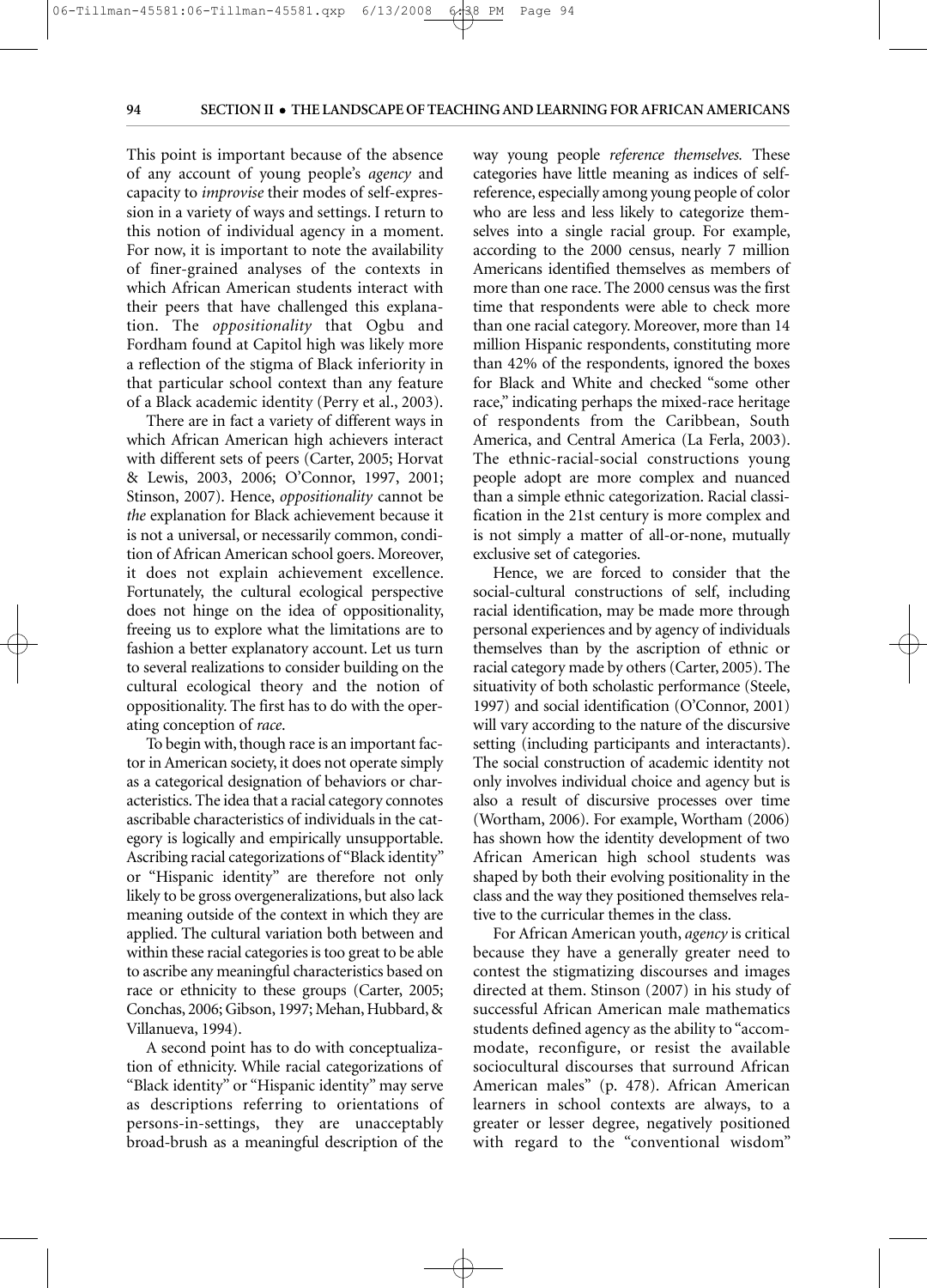This point is important because of the absence of any account of young people's *agency* and capacity to *improvise* their modes of self-expression in a variety of ways and settings. I return to this notion of individual agency in a moment. For now, it is important to note the availability of finer-grained analyses of the contexts in which African American students interact with their peers that have challenged this explanation. The *oppositionality* that Ogbu and Fordham found at Capitol high was likely more a reflection of the stigma of Black inferiority in that particular school context than any feature of a Black academic identity (Perry et al., 2003).

There are in fact a variety of different ways in which African American high achievers interact with different sets of peers (Carter, 2005; Horvat & Lewis, 2003, 2006; O'Connor, 1997, 2001; Stinson, 2007). Hence, *oppositionality* cannot be *the* explanation for Black achievement because it is not a universal, or necessarily common, condition of African American school goers. Moreover, it does not explain achievement excellence. Fortunately, the cultural ecological perspective does not hinge on the idea of oppositionality, freeing us to explore what the limitations are to fashion a better explanatory account. Let us turn to several realizations to consider building on the cultural ecological theory and the notion of oppositionality. The first has to do with the operating conception of *race*.

To begin with, though race is an important factor in American society, it does not operate simply as a categorical designation of behaviors or characteristics. The idea that a racial category connotes ascribable characteristics of individuals in the category is logically and empirically unsupportable. Ascribing racial categorizations of "Black identity" or "Hispanic identity" are therefore not only likely to be gross overgeneralizations, but also lack meaning outside of the context in which they are applied. The cultural variation both between and within these racial categories is too great to be able to ascribe any meaningful characteristics based on race or ethnicity to these groups (Carter, 2005; Conchas, 2006; Gibson, 1997; Mehan, Hubbard, & Villanueva, 1994).

A second point has to do with conceptualization of ethnicity. While racial categorizations of "Black identity" or "Hispanic identity" may serve as descriptions referring to orientations of persons-in-settings, they are unacceptably broad-brush as a meaningful description of the way young people *reference themselves.* These categories have little meaning as indices of self-reference, especially among young people of color who are less and less likely to categorize themselves into a single racial group. For example, according to the 2000 census, nearly 7 million Americans identified themselves as members of more than one race. The 2000 census was the first time that respondents were able to check more than one racial category. Moreover, more than 14 million Hispanic respondents, constituting more than 42% of the respondents, ignored the boxes for Black and White and checked "some other race," indicating perhaps the mixed-race heritage of respondents from the Caribbean, South America, and Central America (La Ferla, 2003). The ethnic-racial-social constructions young people adopt are more complex and nuanced than a simple ethnic categorization. Racial classification in the 21st century is more complex and is not simply a matter of all-or-none, mutually exclusive set of categories.

Hence, we are forced to consider that the social-cultural constructions of self, including racial identification, may be made more through personal experiences and by agency of individuals themselves than by the ascription of ethnic or racial category made by others (Carter, 2005). The situativity of both scholastic performance (Steele, 1997) and social identification (O'Connor, 2001) will vary according to the nature of the discursive setting (including participants and interactants). The social construction of academic identity not only involves individual choice and agency but is also a result of discursive processes over time (Wortham, 2006). For example, Wortham (2006) has shown how the identity development of two African American high school students was shaped by both their evolving positionality in the class and the way they positioned themselves relative to the curricular themes in the class.

For African American youth, *agency* is critical because they have a generally greater need to contest the stigmatizing discourses and images directed at them. Stinson (2007) in his study of successful African American male mathematics students defined agency as the ability to "accommodate, reconfigure, or resist the available sociocultural discourses that surround African American males" (p. 478). African American learners in school contexts are always, to a greater or lesser degree, negatively positioned with regard to the "conventional wisdom"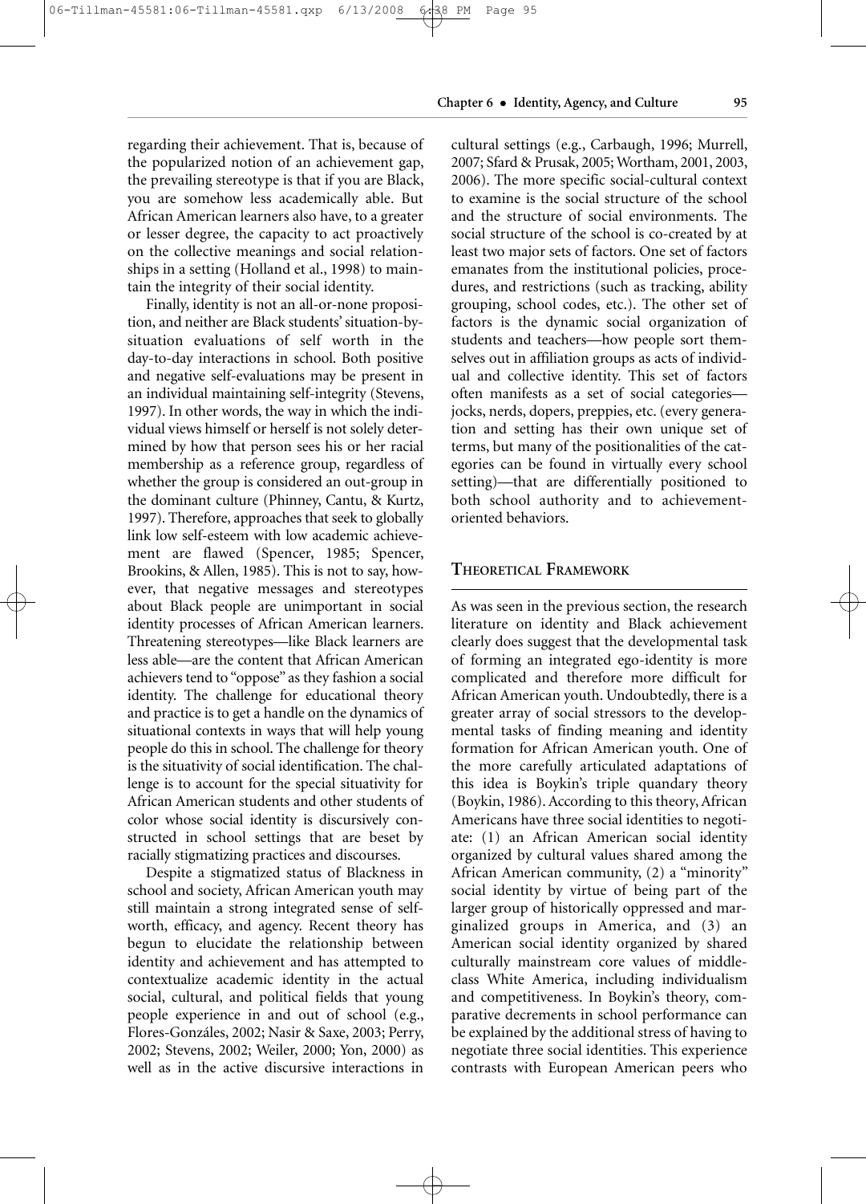regarding their achievement. That is, because of the popularized notion of an achievement gap, the prevailing stereotype is that if you are Black, you are somehow less academically able. But African American learners also have, to a greater or lesser degree, the capacity to act proactively on the collective meanings and social relationships in a setting (Holland et al., 1998) to maintain the integrity of their social identity.

Finally, identity is not an all-or-none proposition, and neither are Black students' situation-by-situation evaluations of self worth in the day-to-day interactions in school. Both positive and negative self-evaluations may be present in an individual maintaining self-integrity (Stevens, 1997). In other words, the way in which the individual views himself or herself is not solely determined by how that person sees his or her racial membership as a reference group, regardless of whether the group is considered an out-group in the dominant culture (Phinney, Cantu, & Kurtz, 1997). Therefore, approaches that seek to globally link low self-esteem with low academic achievement are flawed (Spencer, 1985; Spencer, Brookins, & Allen, 1985). This is not to say, however, that negative messages and stereotypes about Black people are unimportant in social identity processes of African American learners. Threatening stereotypes—like Black learners are less able—are the content that African American achievers tend to "oppose" as they fashion a social identity. The challenge for educational theory and practice is to get a handle on the dynamics of situational contexts in ways that will help young people do this in school. The challenge for theory is the situativity of social identification. The challenge is to account for the special situativity for African American students and other students of color whose social identity is discursively constructed in school settings that are beset by racially stigmatizing practices and discourses.

Despite a stigmatized status of Blackness in school and society, African American youth may still maintain a strong integrated sense of self-worth, efficacy, and agency. Recent theory has begun to elucidate the relationship between identity and achievement and has attempted to contextualize academic identity in the actual social, cultural, and political fields that young people experience in and out of school (e.g., Flores-Gonzáles, 2002; Nasir & Saxe, 2003; Perry, 2002; Stevens, 2002; Weiler, 2000; Yon, 2000) as well as in the active discursive interactions in cultural settings (e.g., Carbaugh, 1996; Murrell, 2007; Sfard & Prusak, 2005; Wortham, 2001, 2003, 2006). The more specific social-cultural context to examine is the social structure of the school and the structure of social environments. The social structure of the school is co-created by at least two major sets of factors. One set of factors emanates from the institutional policies, procedures, and restrictions (such as tracking, ability grouping, school codes, etc.). The other set of factors is the dynamic social organization of students and teachers—how people sort themselves out in affiliation groups as acts of individual and collective identity. This set of factors often manifests as a set of social categories—jocks, nerds, dopers, preppies, etc. (every generation and setting has their own unique set of terms, but many of the positionalities of the categories can be found in virtually every school setting)—that are differentially positioned to both school authority and to achievement-oriented behaviors.

## Theoretical Framework

As was seen in the previous section, the research literature on identity and Black achievement clearly does suggest that the developmental task of forming an integrated ego-identity is more complicated and therefore more difficult for African American youth. Undoubtedly, there is a greater array of social stressors to the developmental tasks of finding meaning and identity formation for African American youth. One of the more carefully articulated adaptations of this idea is Boykin's triple quandary theory (Boykin, 1986). According to this theory, African Americans have three social identities to negotiate: (1) an African American social identity organized by cultural values shared among the African American community, (2) a "minority" social identity by virtue of being part of the larger group of historically oppressed and marginalized groups in America, and (3) an American social identity organized by shared culturally mainstream core values of middle-class White America, including individualism and competitiveness. In Boykin's theory, comparative decrements in school performance can be explained by the additional stress of having to negotiate three social identities. This experience contrasts with European American peers who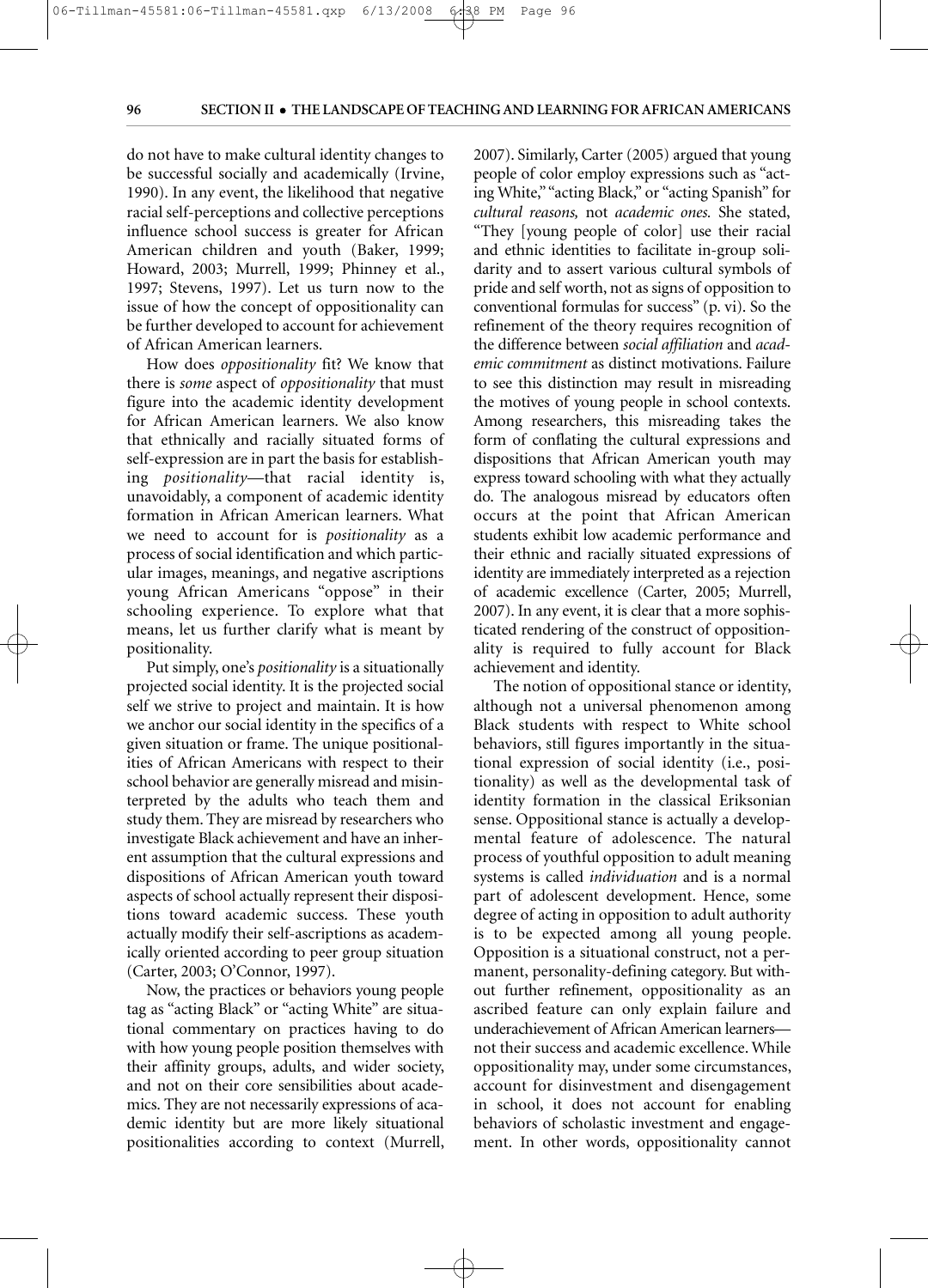do not have to make cultural identity changes to be successful socially and academically (Irvine, 1990). In any event, the likelihood that negative racial self-perceptions and collective perceptions influence school success is greater for African American children and youth (Baker, 1999; Howard, 2003; Murrell, 1999; Phinney et al., 1997; Stevens, 1997). Let us turn now to the issue of how the concept of oppositionality can be further developed to account for achievement of African American learners.

How does *oppositionality* fit? We know that there is *some* aspect of *oppositionality* that must figure into the academic identity development for African American learners. We also know that ethnically and racially situated forms of self-expression are in part the basis for establishing *positionality*—that racial identity is, unavoidably, a component of academic identity formation in African American learners. What we need to account for is *positionality* as a process of social identification and which particular images, meanings, and negative ascriptions young African Americans "oppose" in their schooling experience. To explore what that means, let us further clarify what is meant by positionality.

Put simply, one's *positionality* is a situationally projected social identity. It is the projected social self we strive to project and maintain. It is how we anchor our social identity in the specifics of a given situation or frame. The unique positionalities of African Americans with respect to their school behavior are generally misread and misinterpreted by the adults who teach them and study them. They are misread by researchers who investigate Black achievement and have an inherent assumption that the cultural expressions and dispositions of African American youth toward aspects of school actually represent their dispositions toward academic success. These youth actually modify their self-ascriptions as academically oriented according to peer group situation (Carter, 2003; O'Connor, 1997).

Now, the practices or behaviors young people tag as "acting Black" or "acting White" are situational commentary on practices having to do with how young people position themselves with their affinity groups, adults, and wider society, and not on their core sensibilities about academics. They are not necessarily expressions of academic identity but are more likely situational positionalities according to context (Murrell, 2007). Similarly, Carter (2005) argued that young people of color employ expressions such as "acting White," "acting Black," or "acting Spanish" for *cultural reasons,* not *academic ones.* She stated, "They [young people of color] use their racial and ethnic identities to facilitate in-group solidarity and to assert various cultural symbols of pride and self worth, not as signs of opposition to conventional formulas for success" (p. vi). So the refinement of the theory requires recognition of the difference between *social affiliation* and *academic commitment* as distinct motivations. Failure to see this distinction may result in misreading the motives of young people in school contexts. Among researchers, this misreading takes the form of conflating the cultural expressions and dispositions that African American youth may express toward schooling with what they actually do. The analogous misread by educators often occurs at the point that African American students exhibit low academic performance and their ethnic and racially situated expressions of identity are immediately interpreted as a rejection of academic excellence (Carter, 2005; Murrell, 2007). In any event, it is clear that a more sophisticated rendering of the construct of oppositionality is required to fully account for Black achievement and identity.

The notion of oppositional stance or identity, although not a universal phenomenon among Black students with respect to White school behaviors, still figures importantly in the situational expression of social identity (i.e., positionality) as well as the developmental task of identity formation in the classical Eriksonian sense. Oppositional stance is actually a developmental feature of adolescence. The natural process of youthful opposition to adult meaning systems is called *individuation* and is a normal part of adolescent development. Hence, some degree of acting in opposition to adult authority is to be expected among all young people. Opposition is a situational construct, not a permanent, personality-defining category. But without further refinement, oppositionality as an ascribed feature can only explain failure and underachievement of African American learners—not their success and academic excellence. While oppositionality may, under some circumstances, account for disinvestment and disengagement in school, it does not account for enabling behaviors of scholastic investment and engagement. In other words, oppositionality cannot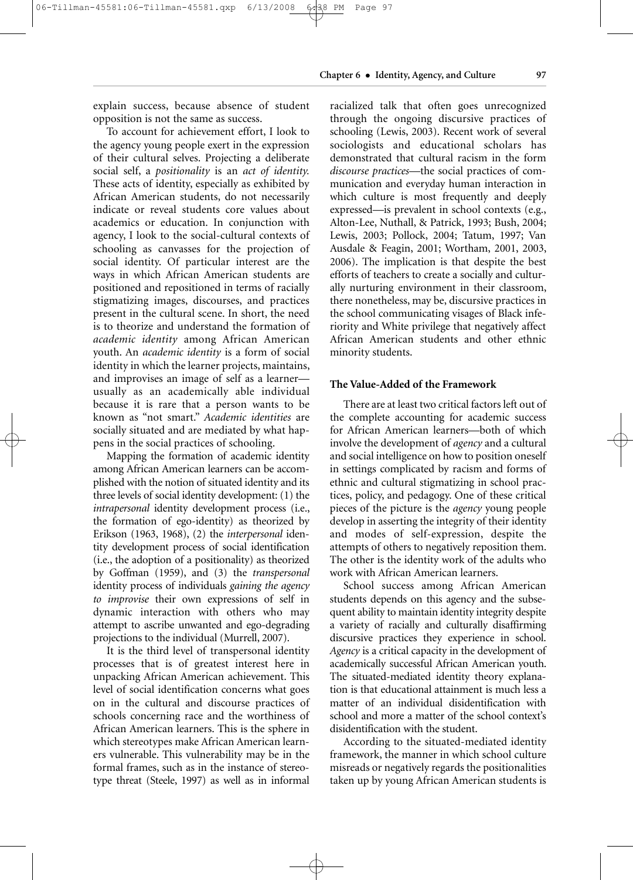explain success, because absence of student opposition is not the same as success.

To account for achievement effort, I look to the agency young people exert in the expression of their cultural selves. Projecting a deliberate social self, a *positionality* is an *act of identity.* These acts of identity, especially as exhibited by African American students, do not necessarily indicate or reveal students core values about academics or education. In conjunction with agency, I look to the social-cultural contexts of schooling as canvasses for the projection of social identity. Of particular interest are the ways in which African American students are positioned and repositioned in terms of racially stigmatizing images, discourses, and practices present in the cultural scene. In short, the need is to theorize and understand the formation of *academic identity* among African American youth. An *academic identity* is a form of social identity in which the learner projects, maintains, and improvises an image of self as a learner—usually as an academically able individual because it is rare that a person wants to be known as "not smart." *Academic identities* are socially situated and are mediated by what happens in the social practices of schooling.

Mapping the formation of academic identity among African American learners can be accomplished with the notion of situated identity and its three levels of social identity development: (1) the *intrapersonal* identity development process (i.e., the formation of ego-identity) as theorized by Erikson (1963, 1968), (2) the *interpersonal* identity development process of social identification (i.e., the adoption of a positionality) as theorized by Goffman (1959), and (3) the *transpersonal* identity process of individuals *gaining the agency to improvise* their own expressions of self in dynamic interaction with others who may attempt to ascribe unwanted and ego-degrading projections to the individual (Murrell, 2007).

It is the third level of transpersonal identity processes that is of greatest interest here in unpacking African American achievement. This level of social identification concerns what goes on in the cultural and discourse practices of schools concerning race and the worthiness of African American learners. This is the sphere in which stereotypes make African American learners vulnerable. This vulnerability may be in the formal frames, such as in the instance of stereotype threat (Steele, 1997) as well as in informal racialized talk that often goes unrecognized through the ongoing discursive practices of schooling (Lewis, 2003). Recent work of several sociologists and educational scholars has demonstrated that cultural racism in the form *discourse practices*—the social practices of communication and everyday human interaction in which culture is most frequently and deeply expressed—is prevalent in school contexts (e.g., Alton-Lee, Nuthall, & Patrick, 1993; Bush, 2004; Lewis, 2003; Pollock, 2004; Tatum, 1997; Van Ausdale & Feagin, 2001; Wortham, 2001, 2003, 2006). The implication is that despite the best efforts of teachers to create a socially and culturally nurturing environment in their classroom, there nonetheless, may be, discursive practices in the school communicating visages of Black inferiority and White privilege that negatively affect African American students and other ethnic minority students.

### The Value-Added of the Framework

There are at least two critical factors left out of the complete accounting for academic success for African American learners—both of which involve the development of *agency* and a cultural and social intelligence on how to position oneself in settings complicated by racism and forms of ethnic and cultural stigmatizing in school practices, policy, and pedagogy. One of these critical pieces of the picture is the *agency* young people develop in asserting the integrity of their identity and modes of self-expression, despite the attempts of others to negatively reposition them. The other is the identity work of the adults who work with African American learners.

School success among African American students depends on this agency and the subsequent ability to maintain identity integrity despite a variety of racially and culturally disaffirming discursive practices they experience in school. *Agency* is a critical capacity in the development of academically successful African American youth. The situated-mediated identity theory explanation is that educational attainment is much less a matter of an individual disidentification with school and more a matter of the school context's disidentification with the student.

According to the situated-mediated identity framework, the manner in which school culture misreads or negatively regards the positionalities taken up by young African American students is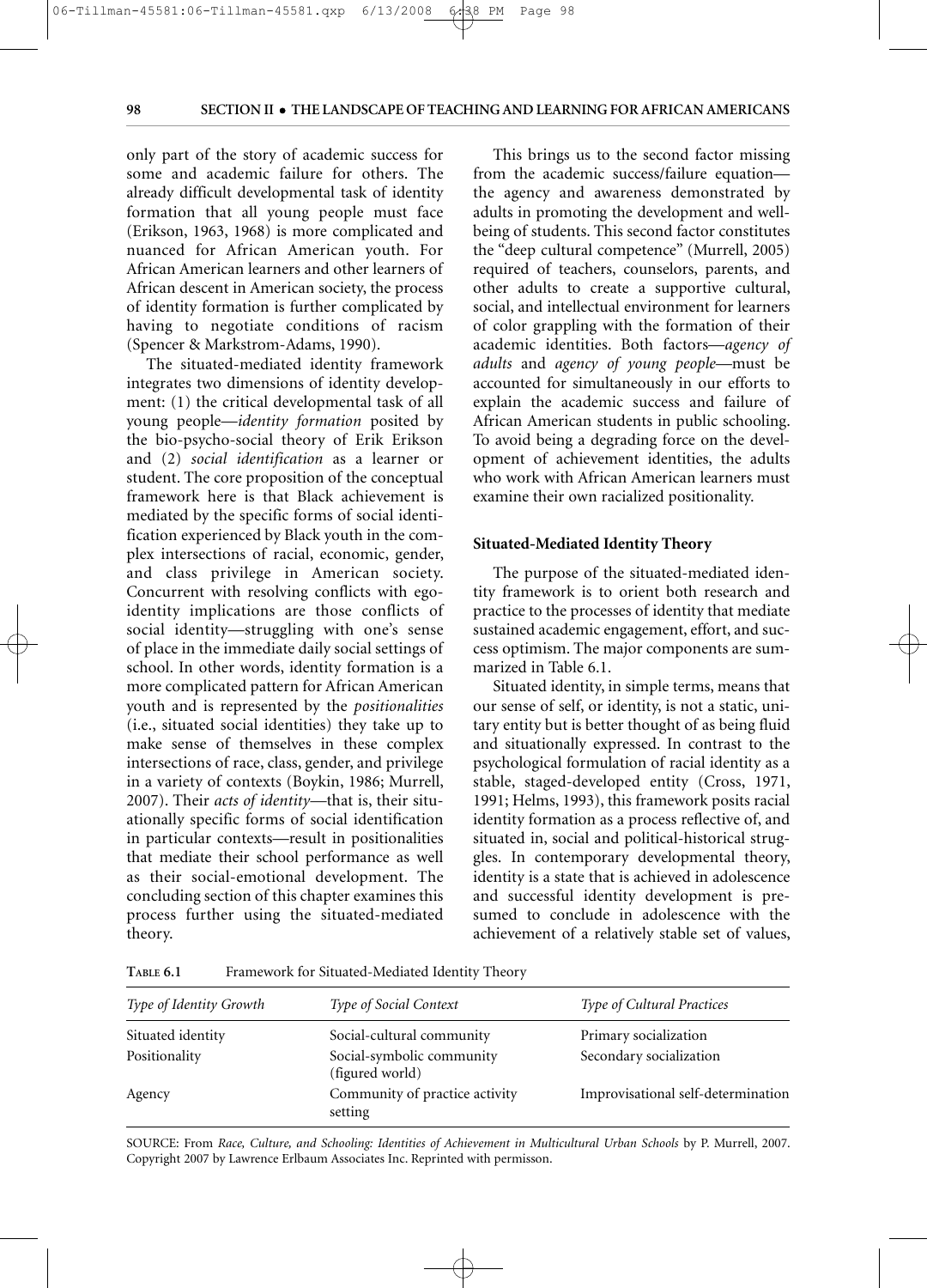only part of the story of academic success for some and academic failure for others. The already difficult developmental task of identity formation that all young people must face (Erikson, 1963, 1968) is more complicated and nuanced for African American youth. For African American learners and other learners of African descent in American society, the process of identity formation is further complicated by having to negotiate conditions of racism (Spencer & Markstrom-Adams, 1990).

The situated-mediated identity framework integrates two dimensions of identity development: (1) the critical developmental task of all young people—*identity formation* posited by the bio-psycho-social theory of Erik Erikson and (2) *social identification* as a learner or student. The core proposition of the conceptual framework here is that Black achievement is mediated by the specific forms of social identification experienced by Black youth in the complex intersections of racial, economic, gender, and class privilege in American society. Concurrent with resolving conflicts with ego-identity implications are those conflicts of social identity—struggling with one's sense of place in the immediate daily social settings of school. In other words, identity formation is a more complicated pattern for African American youth and is represented by the *positionalities* (i.e., situated social identities) they take up to make sense of themselves in these complex intersections of race, class, gender, and privilege in a variety of contexts (Boykin, 1986; Murrell, 2007). Their *acts of identity*—that is, their situationally specific forms of social identification in particular contexts—result in positionalities that mediate their school performance as well as their social-emotional development. The concluding section of this chapter examines this process further using the situated-mediated theory.

This brings us to the second factor missing from the academic success/failure equation—the agency and awareness demonstrated by adults in promoting the development and well-being of students. This second factor constitutes the "deep cultural competence" (Murrell, 2005) required of teachers, counselors, parents, and other adults to create a supportive cultural, social, and intellectual environment for learners of color grappling with the formation of their academic identities. Both factors—*agency of adults* and *agency of young people*—must be accounted for simultaneously in our efforts to explain the academic success and failure of African American students in public schooling. To avoid being a degrading force on the development of achievement identities, the adults who work with African American learners must examine their own racialized positionality.

### Situated-Mediated Identity Theory

The purpose of the situated-mediated identity framework is to orient both research and practice to the processes of identity that mediate sustained academic engagement, effort, and success optimism. The major components are summarized in Table 6.1.

Situated identity, in simple terms, means that our sense of self, or identity, is not a static, unitary entity but is better thought of as being fluid and situationally expressed. In contrast to the psychological formulation of racial identity as a stable, staged-developed entity (Cross, 1971, 1991; Helms, 1993), this framework posits racial identity formation as a process reflective of, and situated in, social and political-historical struggles. In contemporary developmental theory, identity is a state that is achieved in adolescence and successful identity development is presumed to conclude in adolescence with the achievement of a relatively stable set of values,

**Table 6.1** Framework for Situated-Mediated Identity Theory

| *Type of Identity Growth* | *Type of Social Context* | *Type of Cultural Practices* |
|---|---|---|
| Situated identity | Social-cultural community | Primary socialization |
| Positionality | Social-symbolic community (figured world) | Secondary socialization |
| Agency | Community of practice activity setting | Improvisational self-determination |

SOURCE: From *Race, Culture, and Schooling: Identities of Achievement in Multicultural Urban Schools* by P. Murrell, 2007. Copyright 2007 by Lawrence Erlbaum Associates Inc. Reprinted with permisson.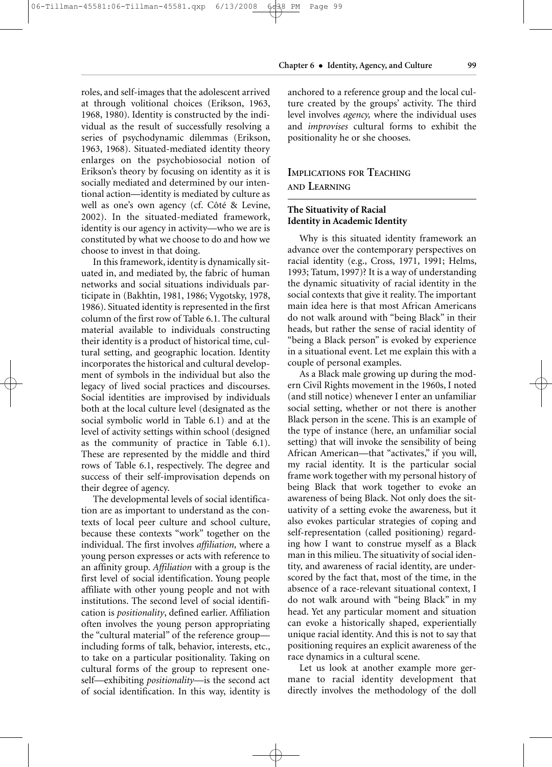roles, and self-images that the adolescent arrived at through volitional choices (Erikson, 1963, 1968, 1980). Identity is constructed by the individual as the result of successfully resolving a series of psychodynamic dilemmas (Erikson, 1963, 1968). Situated-mediated identity theory enlarges on the psychobiosocial notion of Erikson's theory by focusing on identity as it is socially mediated and determined by our intentional action—identity is mediated by culture as well as one's own agency (cf. Côté & Levine, 2002). In the situated-mediated framework, identity is our agency in activity—who we are is constituted by what we choose to do and how we choose to invest in that doing.

In this framework, identity is dynamically situated in, and mediated by, the fabric of human networks and social situations individuals participate in (Bakhtin, 1981, 1986; Vygotsky, 1978, 1986). Situated identity is represented in the first column of the first row of Table 6.1. The cultural material available to individuals constructing their identity is a product of historical time, cultural setting, and geographic location. Identity incorporates the historical and cultural development of symbols in the individual but also the legacy of lived social practices and discourses. Social identities are improvised by individuals both at the local culture level (designated as the social symbolic world in Table 6.1) and at the level of activity settings within school (designed as the community of practice in Table 6.1). These are represented by the middle and third rows of Table 6.1, respectively. The degree and success of their self-improvisation depends on their degree of agency.

The developmental levels of social identification are as important to understand as the contexts of local peer culture and school culture, because these contexts "work" together on the individual. The first involves *affiliation,* where a young person expresses or acts with reference to an affinity group. *Affiliation* with a group is the first level of social identification. Young people affiliate with other young people and not with institutions. The second level of social identification is *positionality*, defined earlier. Affiliation often involves the young person appropriating the "cultural material" of the reference group—including forms of talk, behavior, interests, etc., to take on a particular positionality. Taking on cultural forms of the group to represent oneself—exhibiting *positionality*—is the second act of social identification. In this way, identity is anchored to a reference group and the local culture created by the groups' activity. The third level involves *agency,* where the individual uses and *improvises* cultural forms to exhibit the positionality he or she chooses.

## Implications for Teaching and Learning

### The Situativity of Racial Identity in Academic Identity

Why is this situated identity framework an advance over the contemporary perspectives on racial identity (e.g., Cross, 1971, 1991; Helms, 1993; Tatum, 1997)? It is a way of understanding the dynamic situativity of racial identity in the social contexts that give it reality. The important main idea here is that most African Americans do not walk around with "being Black" in their heads, but rather the sense of racial identity of "being a Black person" is evoked by experience in a situational event. Let me explain this with a couple of personal examples.

As a Black male growing up during the modern Civil Rights movement in the 1960s, I noted (and still notice) whenever I enter an unfamiliar social setting, whether or not there is another Black person in the scene. This is an example of the type of instance (here, an unfamiliar social setting) that will invoke the sensibility of being African American—that "activates," if you will, my racial identity. It is the particular social frame work together with my personal history of being Black that work together to evoke an awareness of being Black. Not only does the situativity of a setting evoke the awareness, but it also evokes particular strategies of coping and self-representation (called positioning) regarding how I want to construe myself as a Black man in this milieu. The situativity of social identity, and awareness of racial identity, are underscored by the fact that, most of the time, in the absence of a race-relevant situational context, I do not walk around with "being Black" in my head. Yet any particular moment and situation can evoke a historically shaped, experientially unique racial identity. And this is not to say that positioning requires an explicit awareness of the race dynamics in a cultural scene.

Let us look at another example more germane to racial identity development that directly involves the methodology of the doll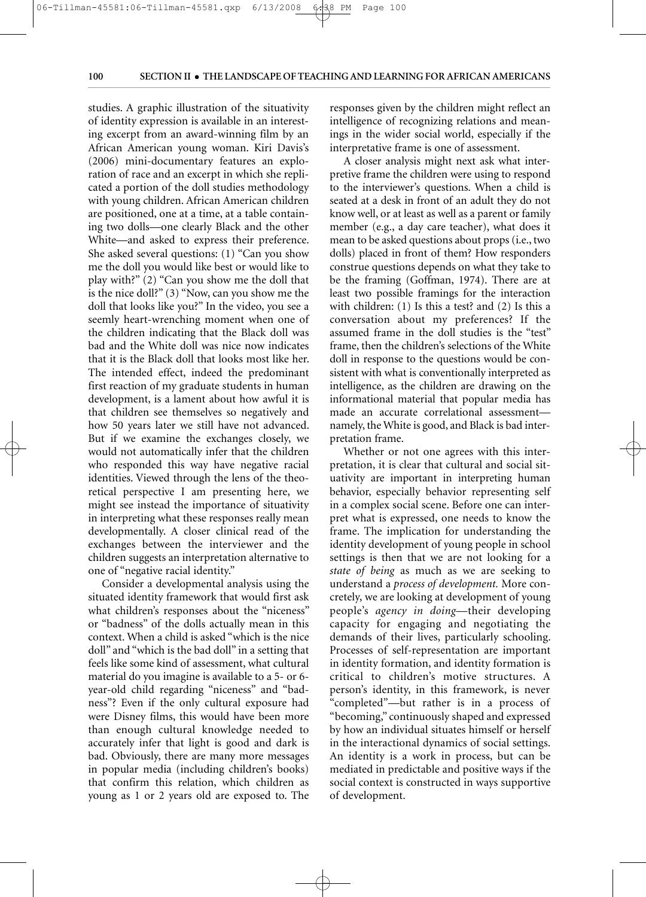studies. A graphic illustration of the situativity of identity expression is available in an interesting excerpt from an award-winning film by an African American young woman. Kiri Davis's (2006) mini-documentary features an exploration of race and an excerpt in which she replicated a portion of the doll studies methodology with young children. African American children are positioned, one at a time, at a table containing two dolls—one clearly Black and the other White—and asked to express their preference. She asked several questions: (1) "Can you show me the doll you would like best or would like to play with?" (2) "Can you show me the doll that is the nice doll?" (3) "Now, can you show me the doll that looks like you?" In the video, you see a seemly heart-wrenching moment when one of the children indicating that the Black doll was bad and the White doll was nice now indicates that it is the Black doll that looks most like her. The intended effect, indeed the predominant first reaction of my graduate students in human development, is a lament about how awful it is that children see themselves so negatively and how 50 years later we still have not advanced. But if we examine the exchanges closely, we would not automatically infer that the children who responded this way have negative racial identities. Viewed through the lens of the theoretical perspective I am presenting here, we might see instead the importance of situativity in interpreting what these responses really mean developmentally. A closer clinical read of the exchanges between the interviewer and the children suggests an interpretation alternative to one of "negative racial identity."

Consider a developmental analysis using the situated identity framework that would first ask what children's responses about the "niceness" or "badness" of the dolls actually mean in this context. When a child is asked "which is the nice doll" and "which is the bad doll" in a setting that feels like some kind of assessment, what cultural material do you imagine is available to a 5- or 6-year-old child regarding "niceness" and "badness"? Even if the only cultural exposure had were Disney films, this would have been more than enough cultural knowledge needed to accurately infer that light is good and dark is bad. Obviously, there are many more messages in popular media (including children's books) that confirm this relation, which children as young as 1 or 2 years old are exposed to. The responses given by the children might reflect an intelligence of recognizing relations and meanings in the wider social world, especially if the interpretative frame is one of assessment.

A closer analysis might next ask what interpretive frame the children were using to respond to the interviewer's questions. When a child is seated at a desk in front of an adult they do not know well, or at least as well as a parent or family member (e.g., a day care teacher), what does it mean to be asked questions about props (i.e., two dolls) placed in front of them? How responders construe questions depends on what they take to be the framing (Goffman, 1974). There are at least two possible framings for the interaction with children: (1) Is this a test? and (2) Is this a conversation about my preferences? If the assumed frame in the doll studies is the "test" frame, then the children's selections of the White doll in response to the questions would be consistent with what is conventionally interpreted as intelligence, as the children are drawing on the informational material that popular media has made an accurate correlational assessment—namely, the White is good, and Black is bad interpretation frame.

Whether or not one agrees with this interpretation, it is clear that cultural and social situativity are important in interpreting human behavior, especially behavior representing self in a complex social scene. Before one can interpret what is expressed, one needs to know the frame. The implication for understanding the identity development of young people in school settings is then that we are not looking for a *state of being* as much as we are seeking to understand a *process of development.* More concretely, we are looking at development of young people's *agency in doing*—their developing capacity for engaging and negotiating the demands of their lives, particularly schooling. Processes of self-representation are important in identity formation, and identity formation is critical to children's motive structures. A person's identity, in this framework, is never "completed"—but rather is in a process of "becoming," continuously shaped and expressed by how an individual situates himself or herself in the interactional dynamics of social settings. An identity is a work in process, but can be mediated in predictable and positive ways if the social context is constructed in ways supportive of development.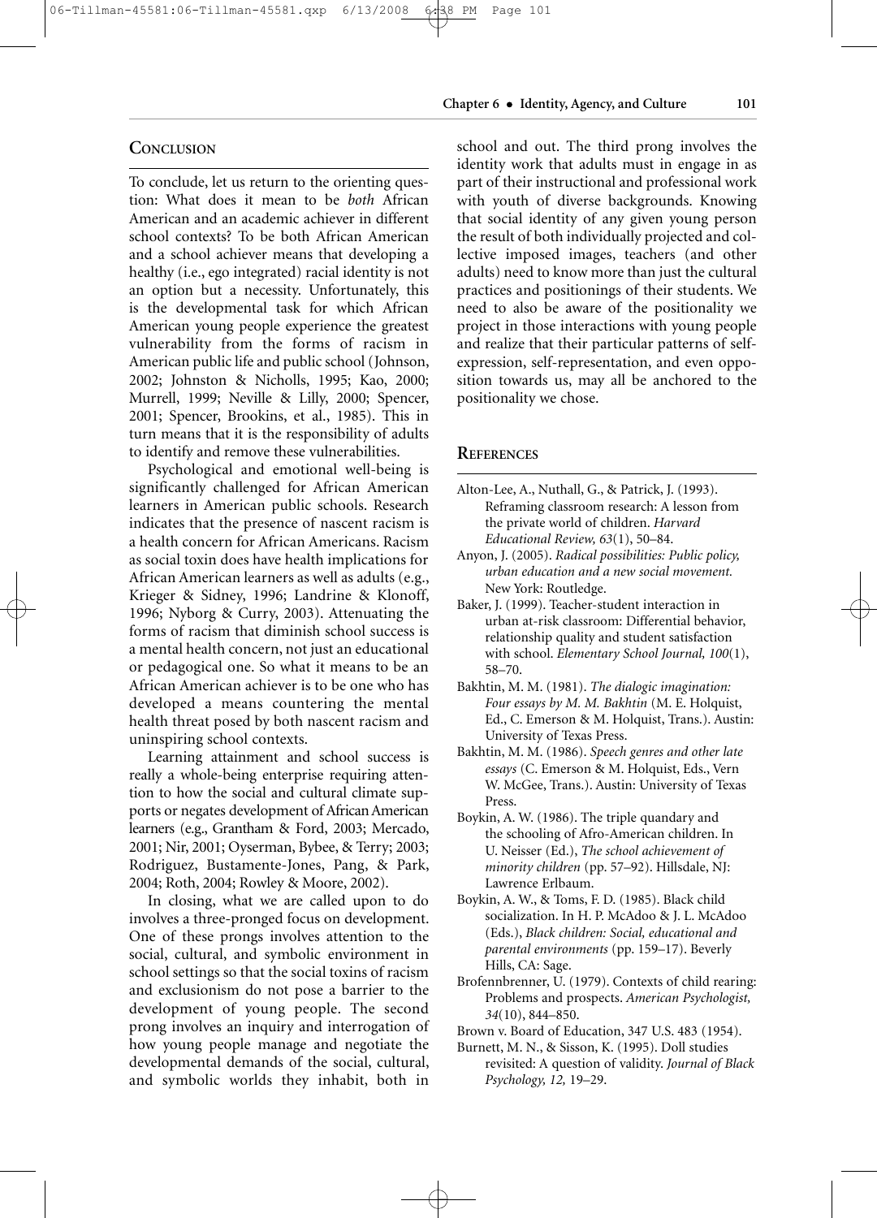## Conclusion

To conclude, let us return to the orienting question: What does it mean to be *both* African American and an academic achiever in different school contexts? To be both African American and a school achiever means that developing a healthy (i.e., ego integrated) racial identity is not an option but a necessity. Unfortunately, this is the developmental task for which African American young people experience the greatest vulnerability from the forms of racism in American public life and public school (Johnson, 2002; Johnston & Nicholls, 1995; Kao, 2000; Murrell, 1999; Neville & Lilly, 2000; Spencer, 2001; Spencer, Brookins, et al., 1985). This in turn means that it is the responsibility of adults to identify and remove these vulnerabilities.

Psychological and emotional well-being is significantly challenged for African American learners in American public schools. Research indicates that the presence of nascent racism is a health concern for African Americans. Racism as social toxin does have health implications for African American learners as well as adults (e.g., Krieger & Sidney, 1996; Landrine & Klonoff, 1996; Nyborg & Curry, 2003). Attenuating the forms of racism that diminish school success is a mental health concern, not just an educational or pedagogical one. So what it means to be an African American achiever is to be one who has developed a means countering the mental health threat posed by both nascent racism and uninspiring school contexts.

Learning attainment and school success is really a whole-being enterprise requiring attention to how the social and cultural climate supports or negates development of African American learners (e.g., Grantham & Ford, 2003; Mercado, 2001; Nir, 2001; Oyserman, Bybee, & Terry; 2003; Rodriguez, Bustamente-Jones, Pang, & Park, 2004; Roth, 2004; Rowley & Moore, 2002).

In closing, what we are called upon to do involves a three-pronged focus on development. One of these prongs involves attention to the social, cultural, and symbolic environment in school settings so that the social toxins of racism and exclusionism do not pose a barrier to the development of young people. The second prong involves an inquiry and interrogation of how young people manage and negotiate the developmental demands of the social, cultural, and symbolic worlds they inhabit, both in school and out. The third prong involves the identity work that adults must in engage in as part of their instructional and professional work with youth of diverse backgrounds. Knowing that social identity of any given young person the result of both individually projected and collective imposed images, teachers (and other adults) need to know more than just the cultural practices and positionings of their students. We need to also be aware of the positionality we project in those interactions with young people and realize that their particular patterns of self-expression, self-representation, and even opposition towards us, may all be anchored to the positionality we chose.

## References

Alton-Lee, A., Nuthall, G., & Patrick, J. (1993). Reframing classroom research: A lesson from the private world of children. *Harvard Educational Review, 63*(1), 50–84.

Anyon, J. (2005). *Radical possibilities: Public policy, urban education and a new social movement.* New York: Routledge.

Baker, J. (1999). Teacher-student interaction in urban at-risk classroom: Differential behavior, relationship quality and student satisfaction with school. *Elementary School Journal, 100*(1), 58–70.

Bakhtin, M. M. (1981). *The dialogic imagination: Four essays by M. M. Bakhtin* (M. E. Holquist, Ed., C. Emerson & M. Holquist, Trans.). Austin: University of Texas Press.

Bakhtin, M. M. (1986). *Speech genres and other late essays* (C. Emerson & M. Holquist, Eds., Vern W. McGee, Trans.). Austin: University of Texas Press.

Boykin, A. W. (1986). The triple quandary and the schooling of Afro-American children. In U. Neisser (Ed.), *The school achievement of minority children* (pp. 57–92). Hillsdale, NJ: Lawrence Erlbaum.

Boykin, A. W., & Toms, F. D. (1985). Black child socialization. In H. P. McAdoo & J. L. McAdoo (Eds.), *Black children: Social, educational and parental environments* (pp. 159–17). Beverly Hills, CA: Sage.

Brofennbrenner, U. (1979). Contexts of child rearing: Problems and prospects. *American Psychologist, 34*(10), 844–850.

Brown v. Board of Education, 347 U.S. 483 (1954).

Burnett, M. N., & Sisson, K. (1995). Doll studies revisited: A question of validity. *Journal of Black Psychology, 12,* 19–29.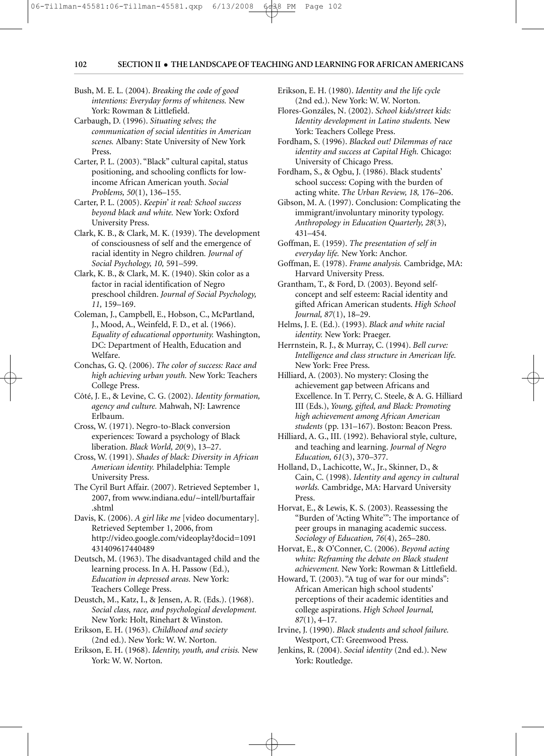Bush, M. E. L. (2004). *Breaking the code of good intentions: Everyday forms of whiteness.* New York: Rowman & Littlefield.

Carbaugh, D. (1996). *Situating selves; the communication of social identities in American scenes.* Albany: State University of New York Press.

Carter, P. L. (2003). "Black" cultural capital, status positioning, and schooling conflicts for low-income African American youth. *Social Problems, 50*(1), 136–155.

Carter, P. L. (2005). *Keepin' it real: School success beyond black and white.* New York: Oxford University Press.

Clark, K. B., & Clark, M. K. (1939). The development of consciousness of self and the emergence of racial identity in Negro children. *Journal of Social Psychology, 10,* 591–599.

Clark, K. B., & Clark, M. K. (1940). Skin color as a factor in racial identification of Negro preschool children. *Journal of Social Psychology, 11,* 159–169.

Coleman, J., Campbell, E., Hobson, C., McPartland, J., Mood, A., Weinfeld, F. D., et al. (1966). *Equality of educational opportunity.* Washington, DC: Department of Health, Education and Welfare.

Conchas, G. Q. (2006). *The color of success: Race and high achieving urban youth.* New York: Teachers College Press.

Côté, J. E., & Levine, C. G. (2002). *Identity formation, agency and culture.* Mahwah, NJ: Lawrence Erlbaum.

Cross, W. (1971). Negro-to-Black conversion experiences: Toward a psychology of Black liberation. *Black World, 20*(9), 13–27.

Cross, W. (1991). *Shades of black: Diversity in African American identity.* Philadelphia: Temple University Press.

The Cyril Burt Affair. (2007). Retrieved September 1, 2007, from www.indiana.edu/~intell/burtaffair.shtml

Davis, K. (2006). *A girl like me* [video documentary]. Retrieved September 1, 2006, from http://video.google.com/videoplay?docid=1091431409617440489

Deutsch, M. (1963). The disadvantaged child and the learning process. In A. H. Passow (Ed.), *Education in depressed areas.* New York: Teachers College Press.

Deustch, M., Katz, I., & Jensen, A. R. (Eds.). (1968). *Social class, race, and psychological development.* New York: Holt, Rinehart & Winston.

Erikson, E. H. (1963). *Childhood and society* (2nd ed.). New York: W. W. Norton.

Erikson, E. H. (1968). *Identity, youth, and crisis.* New York: W. W. Norton.

Erikson, E. H. (1980). *Identity and the life cycle* (2nd ed.). New York: W. W. Norton.

Flores-Gonzáles, N. (2002). *School kids/street kids: Identity development in Latino students.* New York: Teachers College Press.

Fordham, S. (1996). *Blacked out! Dilemmas of race identity and success at Capital High.* Chicago: University of Chicago Press.

Fordham, S., & Ogbu, J. (1986). Black students' school success: Coping with the burden of acting white. *The Urban Review, 18,* 176–206.

Gibson, M. A. (1997). Conclusion: Complicating the immigrant/involuntary minority typology. *Anthropology in Education Quarterly, 28*(3), 431–454.

Goffman, E. (1959). *The presentation of self in everyday life.* New York: Anchor.

Goffman, E. (1978). *Frame analysis.* Cambridge, MA: Harvard University Press.

Grantham, T., & Ford, D. (2003). Beyond self-concept and self esteem: Racial identity and gifted African American students. *High School Journal, 87*(1), 18–29.

Helms, J. E. (Ed.). (1993). *Black and white racial identity.* New York: Praeger.

Herrnstein, R. J., & Murray, C. (1994). *Bell curve: Intelligence and class structure in American life.* New York: Free Press.

Hilliard, A. (2003). No mystery: Closing the achievement gap between Africans and Excellence. In T. Perry, C. Steele, & A. G. Hilliard III (Eds.), *Young, gifted, and Black: Promoting high achievement among African American students* (pp. 131–167). Boston: Beacon Press.

Hilliard, A. G., III. (1992). Behavioral style, culture, and teaching and learning. *Journal of Negro Education, 61*(3), 370–377.

Holland, D., Lachicotte, W., Jr., Skinner, D., & Cain, C. (1998). *Identity and agency in cultural worlds.* Cambridge, MA: Harvard University Press.

Horvat, E., & Lewis, K. S. (2003). Reassessing the "Burden of 'Acting White'": The importance of peer groups in managing academic success. *Sociology of Education, 76*(4), 265–280.

Horvat, E., & O'Conner, C. (2006). *Beyond acting white: Reframing the debate on Black student achievement.* New York: Rowman & Littlefield.

Howard, T. (2003). "A tug of war for our minds": African American high school students' perceptions of their academic identities and college aspirations. *High School Journal, 87*(1), 4–17.

Irvine, J. (1990). *Black students and school failure.* Westport, CT: Greenwood Press.

Jenkins, R. (2004). *Social identity* (2nd ed.). New York: Routledge.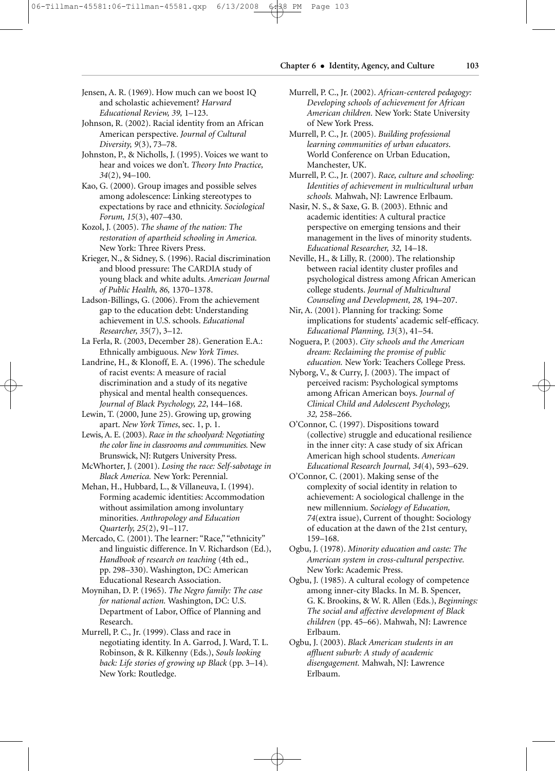Jensen, A. R. (1969). How much can we boost IQ and scholastic achievement? *Harvard Educational Review, 39,* 1–123.

Johnson, R. (2002). Racial identity from an African American perspective. *Journal of Cultural Diversity, 9*(3), 73–78.

Johnston, P., & Nicholls, J. (1995). Voices we want to hear and voices we don't. *Theory Into Practice, 34*(2), 94–100.

Kao, G. (2000). Group images and possible selves among adolescence: Linking stereotypes to expectations by race and ethnicity. *Sociological Forum, 15*(3), 407–430.

Kozol, J. (2005). *The shame of the nation: The restoration of apartheid schooling in America.* New York: Three Rivers Press.

Krieger, N., & Sidney, S. (1996). Racial discrimination and blood pressure: The CARDIA study of young black and white adults. *American Journal of Public Health, 86,* 1370–1378.

Ladson-Billings, G. (2006). From the achievement gap to the education debt: Understanding achievement in U.S. schools. *Educational Researcher, 35*(7), 3–12.

La Ferla, R. (2003, December 28). Generation E.A.: Ethnically ambiguous. *New York Times.*

Landrine, H., & Klonoff, E. A. (1996). The schedule of racist events: A measure of racial discrimination and a study of its negative physical and mental health consequences. *Journal of Black Psychology, 22,* 144–168.

Lewin, T. (2000, June 25). Growing up, growing apart. *New York Times*, sec. 1, p. 1.

Lewis, A. E. (2003). *Race in the schoolyard: Negotiating the color line in classrooms and communities.* New Brunswick, NJ: Rutgers University Press.

McWhorter, J. (2001). *Losing the race: Self-sabotage in Black America.* New York: Perennial.

Mehan, H., Hubbard, L., & Villaneuva, I. (1994). Forming academic identities: Accommodation without assimilation among involuntary minorities. *Anthropology and Education Quarterly, 25*(2), 91–117.

Mercado, C. (2001). The learner: "Race," "ethnicity" and linguistic difference. In V. Richardson (Ed.), *Handbook of research on teaching* (4th ed., pp. 298–330). Washington, DC: American Educational Research Association.

Moynihan, D. P. (1965). *The Negro family: The case for national action.* Washington, DC: U.S. Department of Labor, Office of Planning and Research.

Murrell, P. C., Jr. (1999). Class and race in negotiating identity. In A. Garrod, J. Ward, T. L. Robinson, & R. Kilkenny (Eds.), *Souls looking back: Life stories of growing up Black* (pp. 3–14). New York: Routledge.

Murrell, P. C., Jr. (2002). *African-centered pedagogy: Developing schools of achievement for African American children.* New York: State University of New York Press.

Murrell, P. C., Jr. (2005). *Building professional learning communities of urban educators.* World Conference on Urban Education, Manchester, UK.

Murrell, P. C., Jr. (2007). *Race, culture and schooling: Identities of achievement in multicultural urban schools.* Mahwah, NJ: Lawrence Erlbaum.

Nasir, N. S., & Saxe, G. B. (2003). Ethnic and academic identities: A cultural practice perspective on emerging tensions and their management in the lives of minority students. *Educational Researcher, 32,* 14–18.

Neville, H., & Lilly, R. (2000). The relationship between racial identity cluster profiles and psychological distress among African American college students. *Journal of Multicultural Counseling and Development, 28,* 194–207.

Nir, A. (2001). Planning for tracking: Some implications for students' academic self-efficacy. *Educational Planning, 13*(3), 41–54.

Noguera, P. (2003). *City schools and the American dream: Reclaiming the promise of public education.* New York: Teachers College Press.

Nyborg, V., & Curry, J. (2003). The impact of perceived racism: Psychological symptoms among African American boys. *Journal of Clinical Child and Adolescent Psychology, 32,* 258–266.

O'Connor, C. (1997). Dispositions toward (collective) struggle and educational resilience in the inner city: A case study of six African American high school students. *American Educational Research Journal, 34*(4), 593–629.

O'Connor, C. (2001). Making sense of the complexity of social identity in relation to achievement: A sociological challenge in the new millennium. *Sociology of Education, 74*(extra issue), Current of thought: Sociology of education at the dawn of the 21st century, 159–168.

Ogbu, J. (1978). *Minority education and caste: The American system in cross-cultural perspective.* New York: Academic Press.

Ogbu, J. (1985). A cultural ecology of competence among inner-city Blacks. In M. B. Spencer, G. K. Brookins, & W. R. Allen (Eds.), *Beginnings: The social and affective development of Black children* (pp. 45–66). Mahwah, NJ: Lawrence Erlbaum.

Ogbu, J. (2003). *Black American students in an affluent suburb: A study of academic disengagement.* Mahwah, NJ: Lawrence Erlbaum.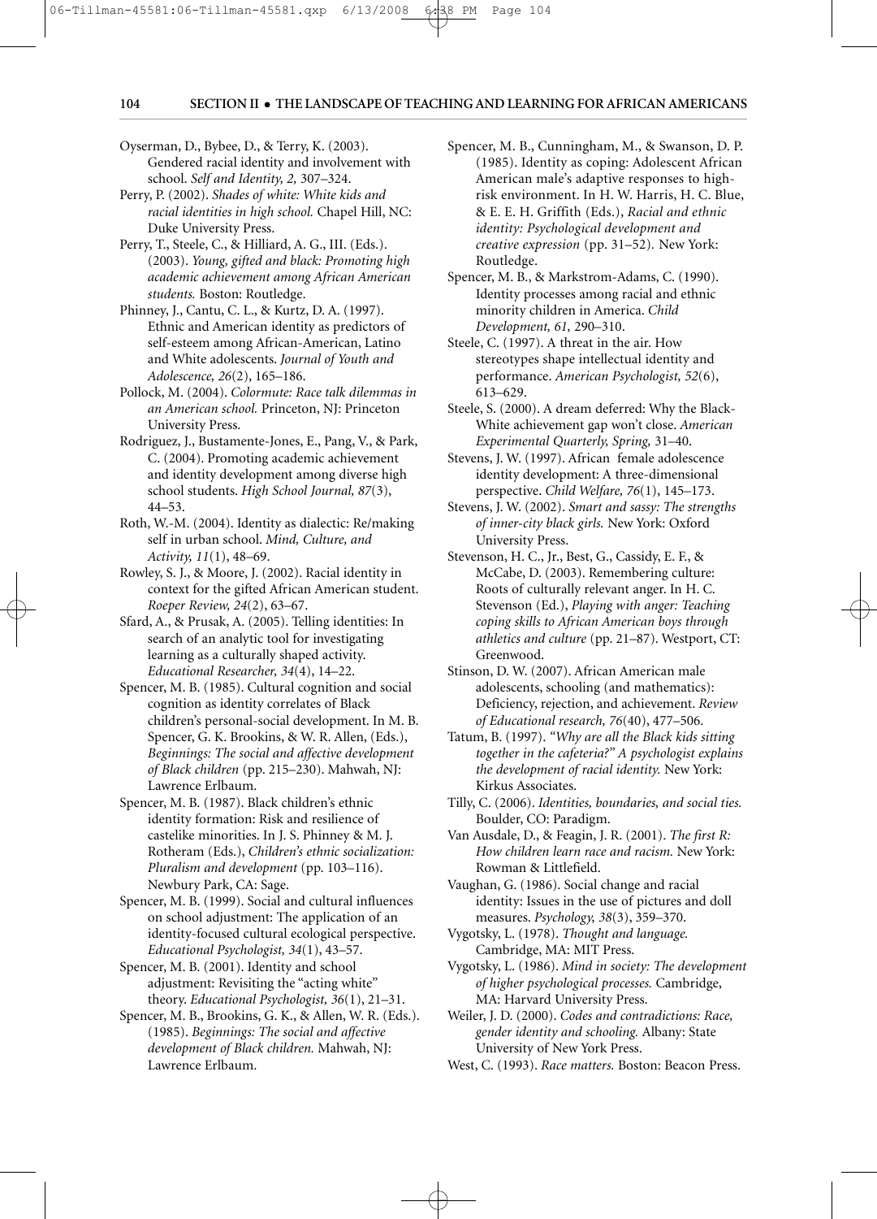Oyserman, D., Bybee, D., & Terry, K. (2003). Gendered racial identity and involvement with school. *Self and Identity, 2,* 307–324.

Perry, P. (2002). *Shades of white: White kids and racial identities in high school.* Chapel Hill, NC: Duke University Press.

Perry, T., Steele, C., & Hilliard, A. G., III. (Eds.). (2003). *Young, gifted and black: Promoting high academic achievement among African American students.* Boston: Routledge.

Phinney, J., Cantu, C. L., & Kurtz, D. A. (1997). Ethnic and American identity as predictors of self-esteem among African-American, Latino and White adolescents. *Journal of Youth and Adolescence, 26*(2), 165–186.

Pollock, M. (2004). *Colormute: Race talk dilemmas in an American school.* Princeton, NJ: Princeton University Press.

Rodriguez, J., Bustamente-Jones, E., Pang, V., & Park, C. (2004). Promoting academic achievement and identity development among diverse high school students. *High School Journal, 87*(3), 44–53.

Roth, W.-M. (2004). Identity as dialectic: Re/making self in urban school. *Mind, Culture, and Activity, 11*(1), 48–69.

Rowley, S. J., & Moore, J. (2002). Racial identity in context for the gifted African American student. *Roeper Review, 24*(2), 63–67.

Sfard, A., & Prusak, A. (2005). Telling identities: In search of an analytic tool for investigating learning as a culturally shaped activity. *Educational Researcher, 34*(4), 14–22.

Spencer, M. B. (1985). Cultural cognition and social cognition as identity correlates of Black children's personal-social development. In M. B. Spencer, G. K. Brookins, & W. R. Allen, (Eds.), *Beginnings: The social and affective development of Black children* (pp. 215–230). Mahwah, NJ: Lawrence Erlbaum.

Spencer, M. B. (1987). Black children's ethnic identity formation: Risk and resilience of castelike minorities. In J. S. Phinney & M. J. Rotheram (Eds.), *Children's ethnic socialization: Pluralism and development* (pp. 103–116). Newbury Park, CA: Sage.

Spencer, M. B. (1999). Social and cultural influences on school adjustment: The application of an identity-focused cultural ecological perspective. *Educational Psychologist, 34*(1), 43–57.

Spencer, M. B. (2001). Identity and school adjustment: Revisiting the "acting white" theory. *Educational Psychologist, 36*(1), 21–31.

Spencer, M. B., Brookins, G. K., & Allen, W. R. (Eds.). (1985). *Beginnings: The social and affective development of Black children.* Mahwah, NJ: Lawrence Erlbaum.

Spencer, M. B., Cunningham, M., & Swanson, D. P. (1985). Identity as coping: Adolescent African American male's adaptive responses to high-risk environment. In H. W. Harris, H. C. Blue, & E. E. H. Griffith (Eds.), *Racial and ethnic identity: Psychological development and creative expression* (pp. 31–52). New York: Routledge.

Spencer, M. B., & Markstrom-Adams, C. (1990). Identity processes among racial and ethnic minority children in America. *Child Development, 61,* 290–310.

Steele, C. (1997). A threat in the air. How stereotypes shape intellectual identity and performance. *American Psychologist, 52*(6), 613–629.

Steele, S. (2000). A dream deferred: Why the Black-White achievement gap won't close. *American Experimental Quarterly, Spring,* 31–40.

Stevens, J. W. (1997). African female adolescence identity development: A three-dimensional perspective. *Child Welfare, 76*(1), 145–173.

Stevens, J. W. (2002). *Smart and sassy: The strengths of inner-city black girls.* New York: Oxford University Press.

Stevenson, H. C., Jr., Best, G., Cassidy, E. F., & McCabe, D. (2003). Remembering culture: Roots of culturally relevant anger. In H. C. Stevenson (Ed.), *Playing with anger: Teaching coping skills to African American boys through athletics and culture* (pp. 21–87). Westport, CT: Greenwood.

Stinson, D. W. (2007). African American male adolescents, schooling (and mathematics): Deficiency, rejection, and achievement. *Review of Educational research, 76*(40), 477–506.

Tatum, B. (1997). *"Why are all the Black kids sitting together in the cafeteria?" A psychologist explains the development of racial identity.* New York: Kirkus Associates.

Tilly, C. (2006). *Identities, boundaries, and social ties.* Boulder, CO: Paradigm.

Van Ausdale, D., & Feagin, J. R. (2001). *The first R: How children learn race and racism.* New York: Rowman & Littlefield.

Vaughan, G. (1986). Social change and racial identity: Issues in the use of pictures and doll measures. *Psychology, 38*(3), 359–370.

Vygotsky, L. (1978). *Thought and language.* Cambridge, MA: MIT Press.

Vygotsky, L. (1986). *Mind in society: The development of higher psychological processes.* Cambridge, MA: Harvard University Press.

Weiler, J. D. (2000). *Codes and contradictions: Race, gender identity and schooling.* Albany: State University of New York Press.

West, C. (1993). *Race matters.* Boston: Beacon Press.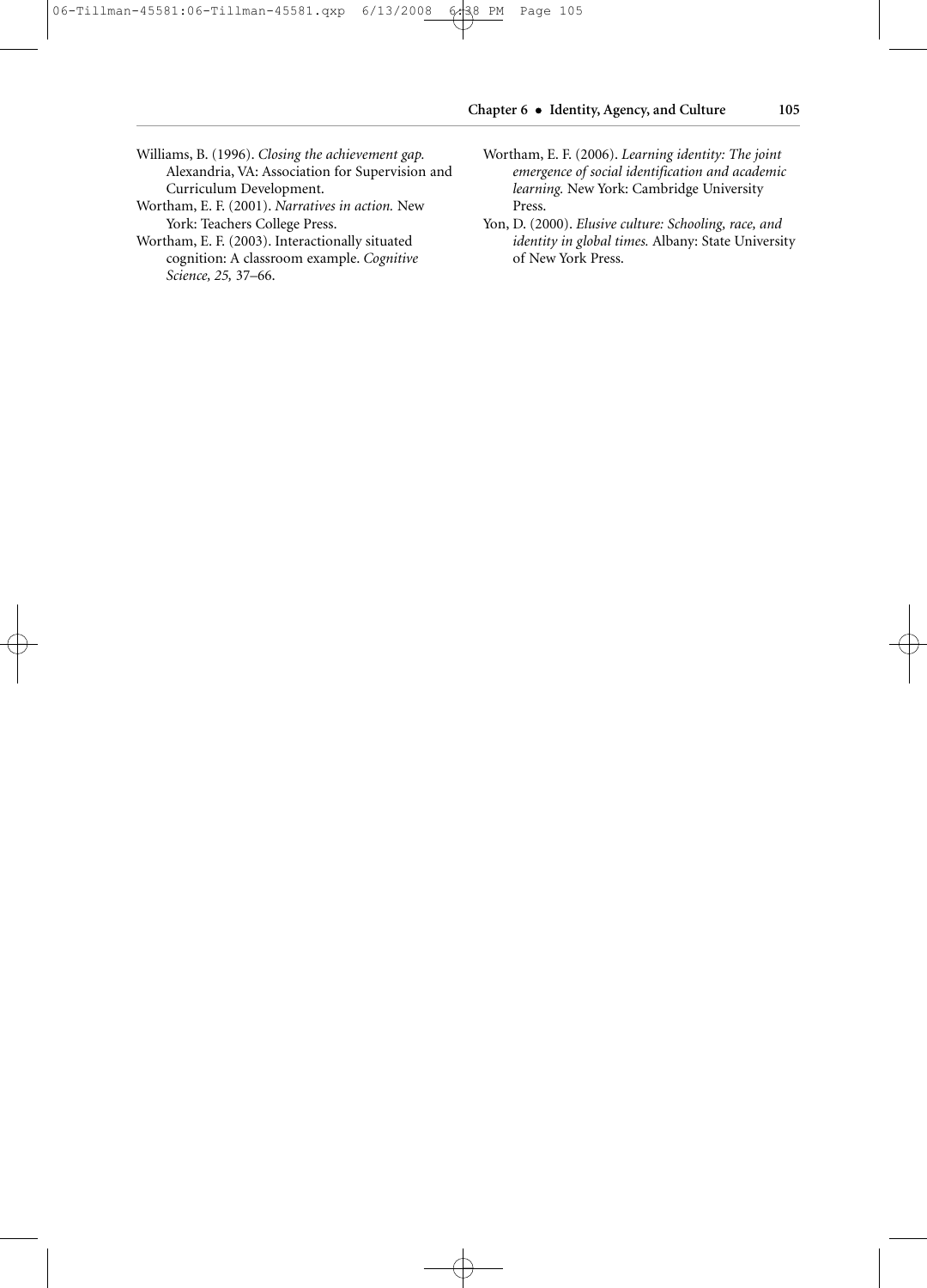Williams, B. (1996). *Closing the achievement gap.* Alexandria, VA: Association for Supervision and Curriculum Development.

Wortham, E. F. (2001). *Narratives in action.* New York: Teachers College Press.

Wortham, E. F. (2003). Interactionally situated cognition: A classroom example. *Cognitive Science, 25,* 37–66.

Wortham, E. F. (2006). *Learning identity: The joint emergence of social identification and academic learning.* New York: Cambridge University Press.

Yon, D. (2000). *Elusive culture: Schooling, race, and identity in global times.* Albany: State University of New York Press.